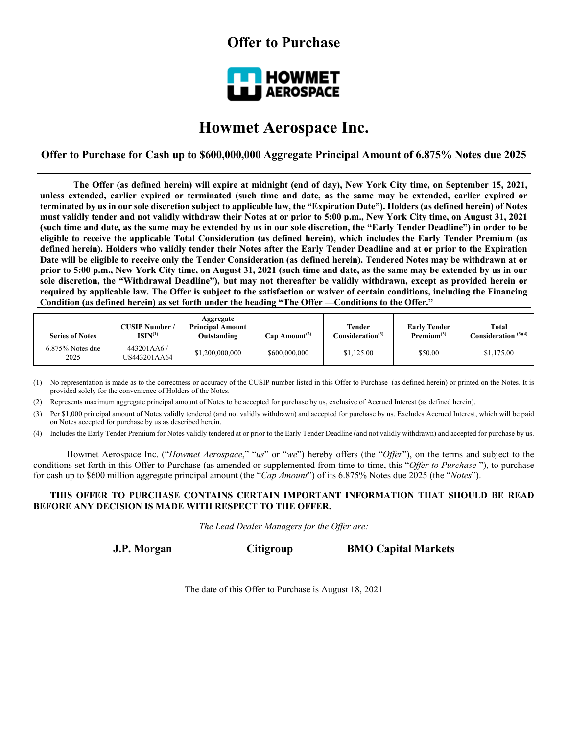# Offer to Purchase

HOWMET AEROSPACE

# Howmet Aerospace Inc.

## Offer to Purchase for Cash up to $600,000,000 Aggregate Principal Amount of 6.875% Notes due 2025

**The Offer (as defined herein) will expire at midnight (end of day), New York City time, on September 15, 2021, unless extended, earlier expired or terminated (such time and date, as the same may be extended, earlier expired or terminated by us in our sole discretion subject to applicable law, the "Expiration Date"). Holders (as defined herein) of Notes must validly tender and not validly withdraw their Notes at or prior to 5:00 p.m., New York City time, on August 31, 2021 (such time and date, as the same may be extended by us in our sole discretion, the "Early Tender Deadline") in order to be eligible to receive the applicable Total Consideration (as defined herein), which includes the Early Tender Premium (as defined herein). Holders who validly tender their Notes after the Early Tender Deadline and at or prior to the Expiration Date will be eligible to receive only the Tender Consideration (as defined herein). Tendered Notes may be withdrawn at or prior to 5:00 p.m., New York City time, on August 31, 2021 (such time and date, as the same may be extended by us in our sole discretion, the "Withdrawal Deadline"), but may not thereafter be validly withdrawn, except as provided herein or required by applicable law. The Offer is subject to the satisfaction or waiver of certain conditions, including the Financing Condition (as defined herein) as set forth under the heading "The Offer —Conditions to the Offer."**

| Series of Notes | CUSIP Number / ISIN[1] | Aggregate Principal Amount Outstanding | Cap Amount[2] | Tender Consideration[3] | Early Tender Premium[3] | Total Consideration [3][4] |
|---|---|---|---|---|---|---|
| 6.875% Notes due 2025 | 443201AA6 / US443201AA64 | $1,200,000,000 | $600,000,000 | $1,125.00 | $50.00 | $1,175.00 |

(1) No representation is made as to the correctness or accuracy of the CUSIP number listed in this Offer to Purchase (as defined herein) or printed on the Notes. It is provided solely for the convenience of Holders of the Notes.

(2) Represents maximum aggregate principal amount of Notes to be accepted for purchase by us, exclusive of Accrued Interest (as defined herein).

(3) Per $1,000 principal amount of Notes validly tendered (and not validly withdrawn) and accepted for purchase by us. Excludes Accrued Interest, which will be paid on Notes accepted for purchase by us as described herein.

(4) Includes the Early Tender Premium for Notes validly tendered at or prior to the Early Tender Deadline (and not validly withdrawn) and accepted for purchase by us.

Howmet Aerospace Inc. ("*Howmet Aerospace*," "*us*" or "*we*") hereby offers (the "*Offer*"), on the terms and subject to the conditions set forth in this Offer to Purchase (as amended or supplemented from time to time, this "*Offer to Purchase* "), to purchase for cash up to $600 million aggregate principal amount (the "*Cap Amount*") of its 6.875% Notes due 2025 (the "*Notes*").

**THIS OFFER TO PURCHASE CONTAINS CERTAIN IMPORTANT INFORMATION THAT SHOULD BE READ BEFORE ANY DECISION IS MADE WITH RESPECT TO THE OFFER.**

*The Lead Dealer Managers for the Offer are:*

**J.P. Morgan** **Citigroup** **BMO Capital Markets**

The date of this Offer to Purchase is August 18, 2021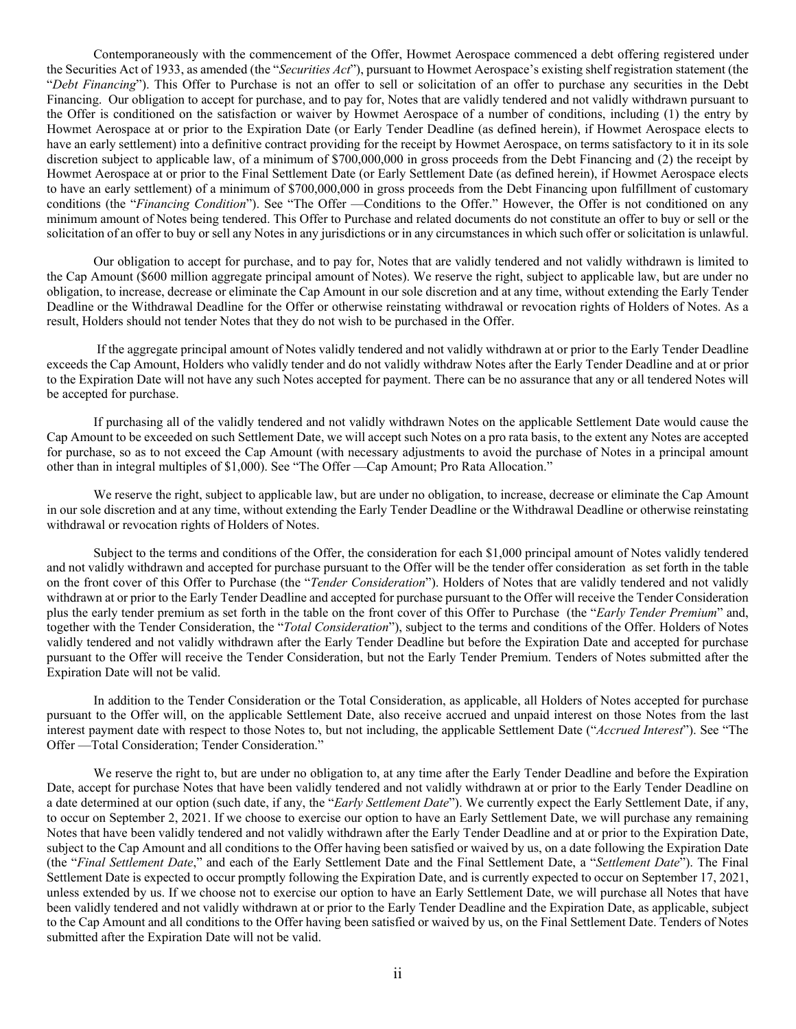Contemporaneously with the commencement of the Offer, Howmet Aerospace commenced a debt offering registered under the Securities Act of 1933, as amended (the "*Securities Act*"), pursuant to Howmet Aerospace's existing shelf registration statement (the "*Debt Financing*"). This Offer to Purchase is not an offer to sell or solicitation of an offer to purchase any securities in the Debt Financing. Our obligation to accept for purchase, and to pay for, Notes that are validly tendered and not validly withdrawn pursuant to the Offer is conditioned on the satisfaction or waiver by Howmet Aerospace of a number of conditions, including (1) the entry by Howmet Aerospace at or prior to the Expiration Date (or Early Tender Deadline (as defined herein), if Howmet Aerospace elects to have an early settlement) into a definitive contract providing for the receipt by Howmet Aerospace, on terms satisfactory to it in its sole discretion subject to applicable law, of a minimum of $700,000,000 in gross proceeds from the Debt Financing and (2) the receipt by Howmet Aerospace at or prior to the Final Settlement Date (or Early Settlement Date (as defined herein), if Howmet Aerospace elects to have an early settlement) of a minimum of $700,000,000 in gross proceeds from the Debt Financing upon fulfillment of customary conditions (the "*Financing Condition*"). See "The Offer —Conditions to the Offer." However, the Offer is not conditioned on any minimum amount of Notes being tendered. This Offer to Purchase and related documents do not constitute an offer to buy or sell or the solicitation of an offer to buy or sell any Notes in any jurisdictions or in any circumstances in which such offer or solicitation is unlawful.

Our obligation to accept for purchase, and to pay for, Notes that are validly tendered and not validly withdrawn is limited to the Cap Amount ($600 million aggregate principal amount of Notes). We reserve the right, subject to applicable law, but are under no obligation, to increase, decrease or eliminate the Cap Amount in our sole discretion and at any time, without extending the Early Tender Deadline or the Withdrawal Deadline for the Offer or otherwise reinstating withdrawal or revocation rights of Holders of Notes. As a result, Holders should not tender Notes that they do not wish to be purchased in the Offer.

If the aggregate principal amount of Notes validly tendered and not validly withdrawn at or prior to the Early Tender Deadline exceeds the Cap Amount, Holders who validly tender and do not validly withdraw Notes after the Early Tender Deadline and at or prior to the Expiration Date will not have any such Notes accepted for payment. There can be no assurance that any or all tendered Notes will be accepted for purchase.

If purchasing all of the validly tendered and not validly withdrawn Notes on the applicable Settlement Date would cause the Cap Amount to be exceeded on such Settlement Date, we will accept such Notes on a pro rata basis, to the extent any Notes are accepted for purchase, so as to not exceed the Cap Amount (with necessary adjustments to avoid the purchase of Notes in a principal amount other than in integral multiples of $1,000). See "The Offer —Cap Amount; Pro Rata Allocation."

We reserve the right, subject to applicable law, but are under no obligation, to increase, decrease or eliminate the Cap Amount in our sole discretion and at any time, without extending the Early Tender Deadline or the Withdrawal Deadline or otherwise reinstating withdrawal or revocation rights of Holders of Notes.

Subject to the terms and conditions of the Offer, the consideration for each $1,000 principal amount of Notes validly tendered and not validly withdrawn and accepted for purchase pursuant to the Offer will be the tender offer consideration as set forth in the table on the front cover of this Offer to Purchase (the "*Tender Consideration*"). Holders of Notes that are validly tendered and not validly withdrawn at or prior to the Early Tender Deadline and accepted for purchase pursuant to the Offer will receive the Tender Consideration plus the early tender premium as set forth in the table on the front cover of this Offer to Purchase (the "*Early Tender Premium*" and, together with the Tender Consideration, the "*Total Consideration*"), subject to the terms and conditions of the Offer. Holders of Notes validly tendered and not validly withdrawn after the Early Tender Deadline but before the Expiration Date and accepted for purchase pursuant to the Offer will receive the Tender Consideration, but not the Early Tender Premium. Tenders of Notes submitted after the Expiration Date will not be valid.

In addition to the Tender Consideration or the Total Consideration, as applicable, all Holders of Notes accepted for purchase pursuant to the Offer will, on the applicable Settlement Date, also receive accrued and unpaid interest on those Notes from the last interest payment date with respect to those Notes to, but not including, the applicable Settlement Date ("*Accrued Interest*"). See "The Offer —Total Consideration; Tender Consideration."

We reserve the right to, but are under no obligation to, at any time after the Early Tender Deadline and before the Expiration Date, accept for purchase Notes that have been validly tendered and not validly withdrawn at or prior to the Early Tender Deadline on a date determined at our option (such date, if any, the "*Early Settlement Date*"). We currently expect the Early Settlement Date, if any, to occur on September 2, 2021. If we choose to exercise our option to have an Early Settlement Date, we will purchase any remaining Notes that have been validly tendered and not validly withdrawn after the Early Tender Deadline and at or prior to the Expiration Date, subject to the Cap Amount and all conditions to the Offer having been satisfied or waived by us, on a date following the Expiration Date (the "*Final Settlement Date*," and each of the Early Settlement Date and the Final Settlement Date, a "*Settlement Date*"). The Final Settlement Date is expected to occur promptly following the Expiration Date, and is currently expected to occur on September 17, 2021, unless extended by us. If we choose not to exercise our option to have an Early Settlement Date, we will purchase all Notes that have been validly tendered and not validly withdrawn at or prior to the Early Tender Deadline and the Expiration Date, as applicable, subject to the Cap Amount and all conditions to the Offer having been satisfied or waived by us, on the Final Settlement Date. Tenders of Notes submitted after the Expiration Date will not be valid.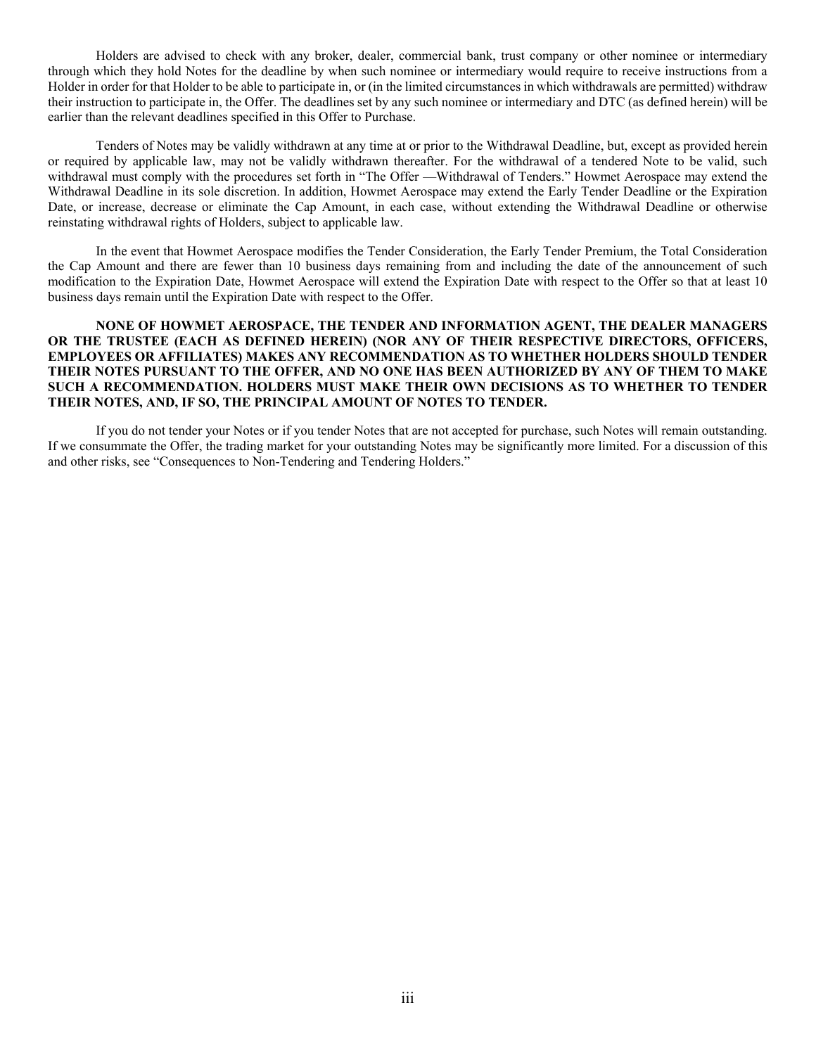Holders are advised to check with any broker, dealer, commercial bank, trust company or other nominee or intermediary through which they hold Notes for the deadline by when such nominee or intermediary would require to receive instructions from a Holder in order for that Holder to be able to participate in, or (in the limited circumstances in which withdrawals are permitted) withdraw their instruction to participate in, the Offer. The deadlines set by any such nominee or intermediary and DTC (as defined herein) will be earlier than the relevant deadlines specified in this Offer to Purchase.

Tenders of Notes may be validly withdrawn at any time at or prior to the Withdrawal Deadline, but, except as provided herein or required by applicable law, may not be validly withdrawn thereafter. For the withdrawal of a tendered Note to be valid, such withdrawal must comply with the procedures set forth in "The Offer —Withdrawal of Tenders." Howmet Aerospace may extend the Withdrawal Deadline in its sole discretion. In addition, Howmet Aerospace may extend the Early Tender Deadline or the Expiration Date, or increase, decrease or eliminate the Cap Amount, in each case, without extending the Withdrawal Deadline or otherwise reinstating withdrawal rights of Holders, subject to applicable law.

In the event that Howmet Aerospace modifies the Tender Consideration, the Early Tender Premium, the Total Consideration the Cap Amount and there are fewer than 10 business days remaining from and including the date of the announcement of such modification to the Expiration Date, Howmet Aerospace will extend the Expiration Date with respect to the Offer so that at least 10 business days remain until the Expiration Date with respect to the Offer.

**NONE OF HOWMET AEROSPACE, THE TENDER AND INFORMATION AGENT, THE DEALER MANAGERS OR THE TRUSTEE (EACH AS DEFINED HEREIN) (NOR ANY OF THEIR RESPECTIVE DIRECTORS, OFFICERS, EMPLOYEES OR AFFILIATES) MAKES ANY RECOMMENDATION AS TO WHETHER HOLDERS SHOULD TENDER THEIR NOTES PURSUANT TO THE OFFER, AND NO ONE HAS BEEN AUTHORIZED BY ANY OF THEM TO MAKE SUCH A RECOMMENDATION. HOLDERS MUST MAKE THEIR OWN DECISIONS AS TO WHETHER TO TENDER THEIR NOTES, AND, IF SO, THE PRINCIPAL AMOUNT OF NOTES TO TENDER.**

If you do not tender your Notes or if you tender Notes that are not accepted for purchase, such Notes will remain outstanding. If we consummate the Offer, the trading market for your outstanding Notes may be significantly more limited. For a discussion of this and other risks, see "Consequences to Non-Tendering and Tendering Holders."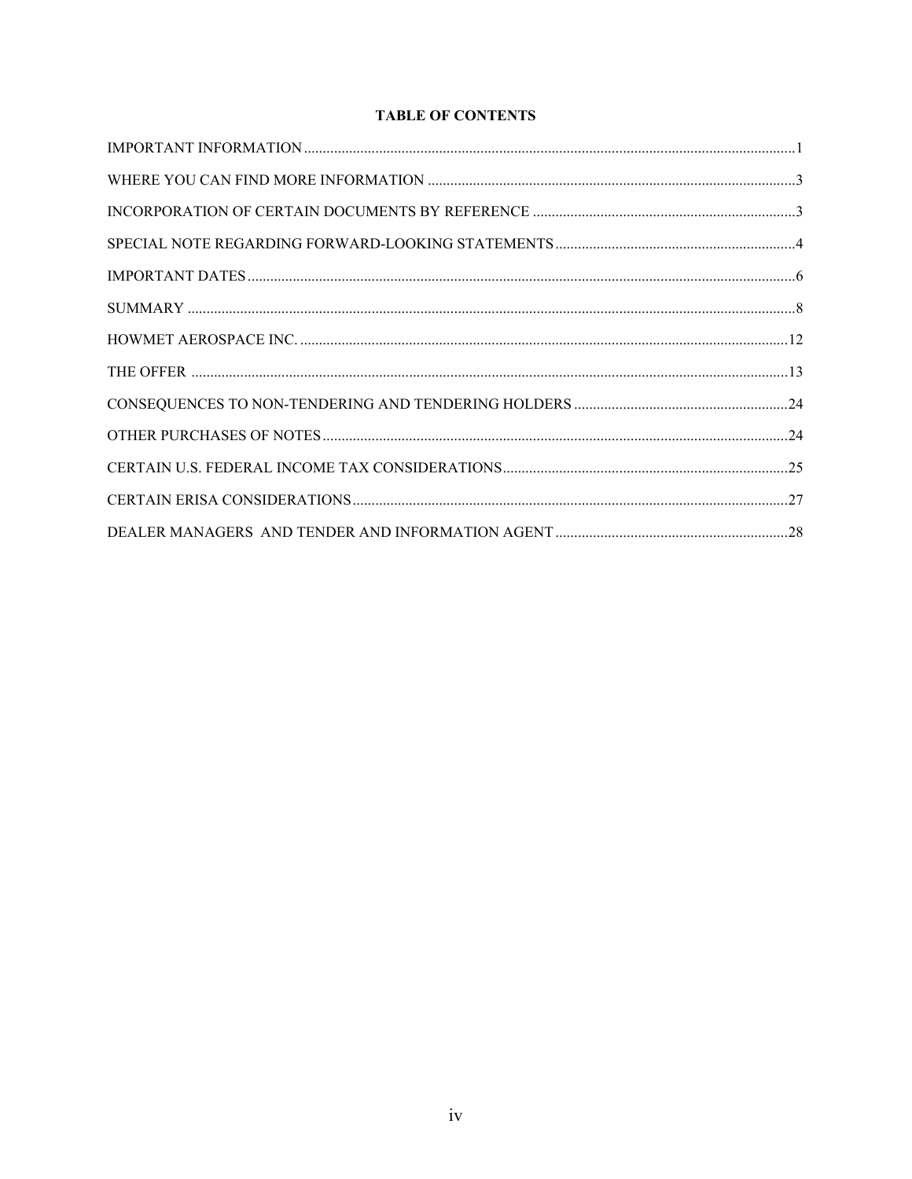## TABLE OF CONTENTS

| | |
|---|---|
| IMPORTANT INFORMATION | 1 |
| WHERE YOU CAN FIND MORE INFORMATION | 3 |
| INCORPORATION OF CERTAIN DOCUMENTS BY REFERENCE | 3 |
| SPECIAL NOTE REGARDING FORWARD-LOOKING STATEMENTS | 4 |
| IMPORTANT DATES | 6 |
| SUMMARY | 8 |
| HOWMET AEROSPACE INC. | 12 |
| THE OFFER | 13 |
| CONSEQUENCES TO NON-TENDERING AND TENDERING HOLDERS | 24 |
| OTHER PURCHASES OF NOTES | 24 |
| CERTAIN U.S. FEDERAL INCOME TAX CONSIDERATIONS | 25 |
| CERTAIN ERISA CONSIDERATIONS | 27 |
| DEALER MANAGERS AND TENDER AND INFORMATION AGENT | 28 |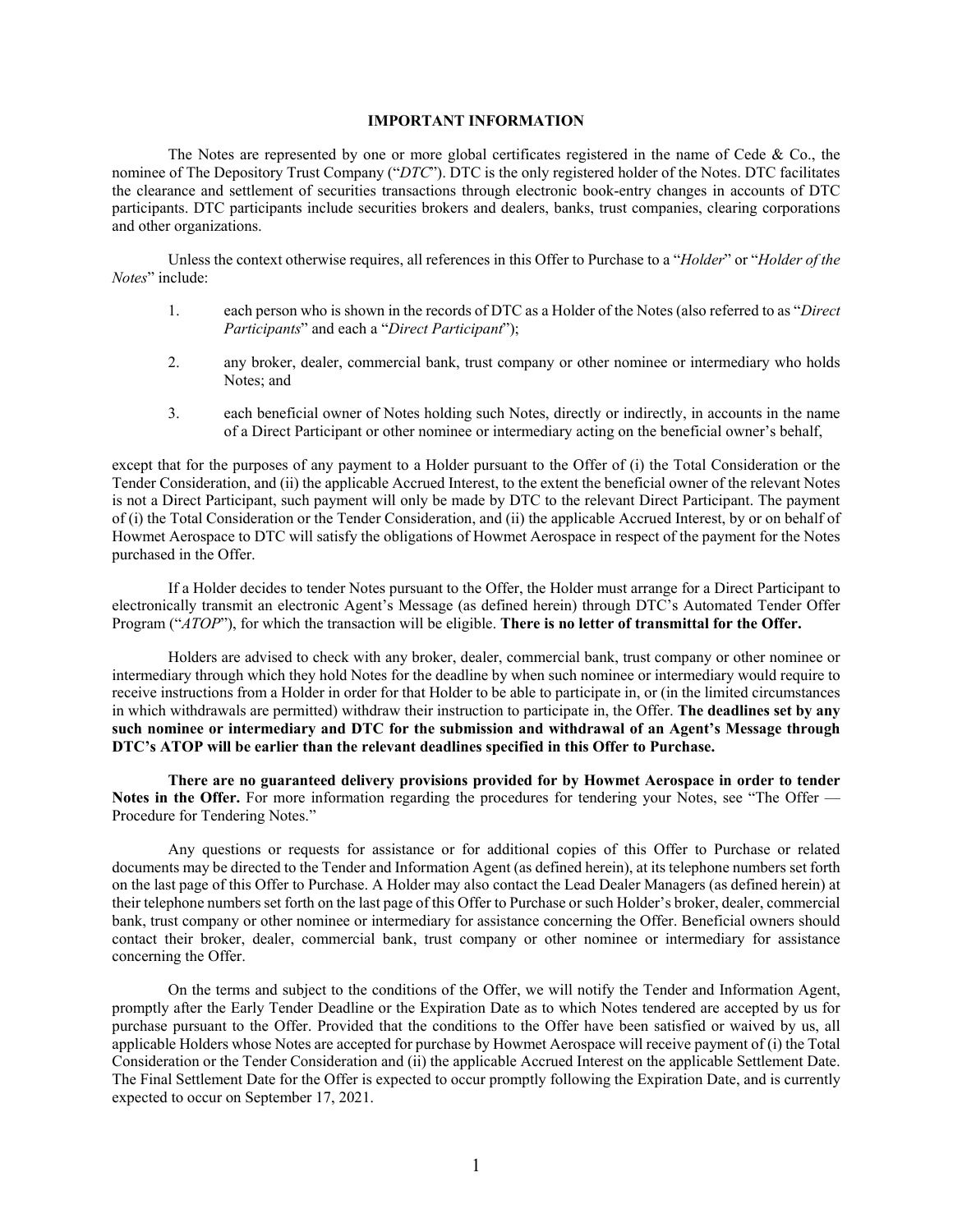## IMPORTANT INFORMATION

The Notes are represented by one or more global certificates registered in the name of Cede & Co., the nominee of The Depository Trust Company ("*DTC*"). DTC is the only registered holder of the Notes. DTC facilitates the clearance and settlement of securities transactions through electronic book-entry changes in accounts of DTC participants. DTC participants include securities brokers and dealers, banks, trust companies, clearing corporations and other organizations.

Unless the context otherwise requires, all references in this Offer to Purchase to a "*Holder*" or "*Holder of the Notes*" include:

1. each person who is shown in the records of DTC as a Holder of the Notes (also referred to as "*Direct Participants*" and each a "*Direct Participant*");

2. any broker, dealer, commercial bank, trust company or other nominee or intermediary who holds Notes; and

3. each beneficial owner of Notes holding such Notes, directly or indirectly, in accounts in the name of a Direct Participant or other nominee or intermediary acting on the beneficial owner's behalf,

except that for the purposes of any payment to a Holder pursuant to the Offer of (i) the Total Consideration or the Tender Consideration, and (ii) the applicable Accrued Interest, to the extent the beneficial owner of the relevant Notes is not a Direct Participant, such payment will only be made by DTC to the relevant Direct Participant. The payment of (i) the Total Consideration or the Tender Consideration, and (ii) the applicable Accrued Interest, by or on behalf of Howmet Aerospace to DTC will satisfy the obligations of Howmet Aerospace in respect of the payment for the Notes purchased in the Offer.

If a Holder decides to tender Notes pursuant to the Offer, the Holder must arrange for a Direct Participant to electronically transmit an electronic Agent's Message (as defined herein) through DTC's Automated Tender Offer Program ("*ATOP*"), for which the transaction will be eligible. **There is no letter of transmittal for the Offer.**

Holders are advised to check with any broker, dealer, commercial bank, trust company or other nominee or intermediary through which they hold Notes for the deadline by when such nominee or intermediary would require to receive instructions from a Holder in order for that Holder to be able to participate in, or (in the limited circumstances in which withdrawals are permitted) withdraw their instruction to participate in, the Offer. **The deadlines set by any such nominee or intermediary and DTC for the submission and withdrawal of an Agent's Message through DTC's ATOP will be earlier than the relevant deadlines specified in this Offer to Purchase.**

**There are no guaranteed delivery provisions provided for by Howmet Aerospace in order to tender Notes in the Offer.** For more information regarding the procedures for tendering your Notes, see "The Offer — Procedure for Tendering Notes."

Any questions or requests for assistance or for additional copies of this Offer to Purchase or related documents may be directed to the Tender and Information Agent (as defined herein), at its telephone numbers set forth on the last page of this Offer to Purchase. A Holder may also contact the Lead Dealer Managers (as defined herein) at their telephone numbers set forth on the last page of this Offer to Purchase or such Holder's broker, dealer, commercial bank, trust company or other nominee or intermediary for assistance concerning the Offer. Beneficial owners should contact their broker, dealer, commercial bank, trust company or other nominee or intermediary for assistance concerning the Offer.

On the terms and subject to the conditions of the Offer, we will notify the Tender and Information Agent, promptly after the Early Tender Deadline or the Expiration Date as to which Notes tendered are accepted by us for purchase pursuant to the Offer. Provided that the conditions to the Offer have been satisfied or waived by us, all applicable Holders whose Notes are accepted for purchase by Howmet Aerospace will receive payment of (i) the Total Consideration or the Tender Consideration and (ii) the applicable Accrued Interest on the applicable Settlement Date. The Final Settlement Date for the Offer is expected to occur promptly following the Expiration Date, and is currently expected to occur on September 17, 2021.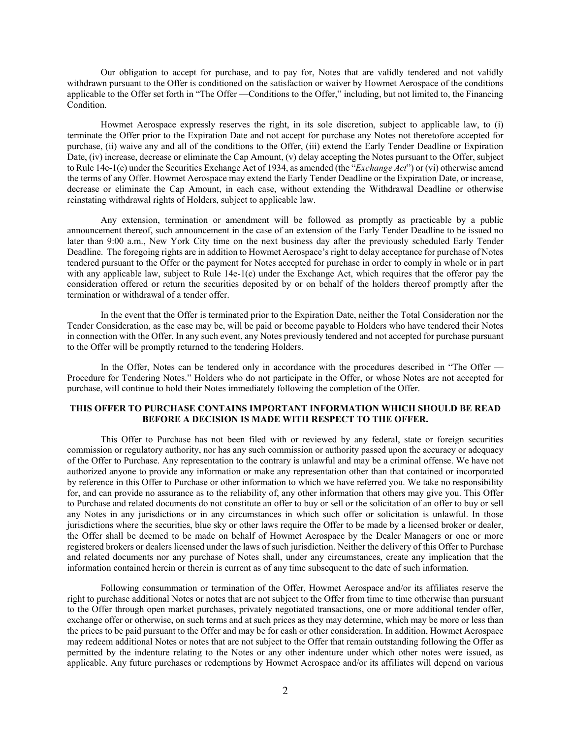Our obligation to accept for purchase, and to pay for, Notes that are validly tendered and not validly withdrawn pursuant to the Offer is conditioned on the satisfaction or waiver by Howmet Aerospace of the conditions applicable to the Offer set forth in "The Offer —Conditions to the Offer," including, but not limited to, the Financing Condition.

Howmet Aerospace expressly reserves the right, in its sole discretion, subject to applicable law, to (i) terminate the Offer prior to the Expiration Date and not accept for purchase any Notes not theretofore accepted for purchase, (ii) waive any and all of the conditions to the Offer, (iii) extend the Early Tender Deadline or Expiration Date, (iv) increase, decrease or eliminate the Cap Amount, (v) delay accepting the Notes pursuant to the Offer, subject to Rule 14e-1(c) under the Securities Exchange Act of 1934, as amended (the "*Exchange Act*") or (vi) otherwise amend the terms of any Offer. Howmet Aerospace may extend the Early Tender Deadline or the Expiration Date, or increase, decrease or eliminate the Cap Amount, in each case, without extending the Withdrawal Deadline or otherwise reinstating withdrawal rights of Holders, subject to applicable law.

Any extension, termination or amendment will be followed as promptly as practicable by a public announcement thereof, such announcement in the case of an extension of the Early Tender Deadline to be issued no later than 9:00 a.m., New York City time on the next business day after the previously scheduled Early Tender Deadline. The foregoing rights are in addition to Howmet Aerospace's right to delay acceptance for purchase of Notes tendered pursuant to the Offer or the payment for Notes accepted for purchase in order to comply in whole or in part with any applicable law, subject to Rule 14e-1(c) under the Exchange Act, which requires that the offeror pay the consideration offered or return the securities deposited by or on behalf of the holders thereof promptly after the termination or withdrawal of a tender offer.

In the event that the Offer is terminated prior to the Expiration Date, neither the Total Consideration nor the Tender Consideration, as the case may be, will be paid or become payable to Holders who have tendered their Notes in connection with the Offer. In any such event, any Notes previously tendered and not accepted for purchase pursuant to the Offer will be promptly returned to the tendering Holders.

In the Offer, Notes can be tendered only in accordance with the procedures described in "The Offer — Procedure for Tendering Notes." Holders who do not participate in the Offer, or whose Notes are not accepted for purchase, will continue to hold their Notes immediately following the completion of the Offer.

**THIS OFFER TO PURCHASE CONTAINS IMPORTANT INFORMATION WHICH SHOULD BE READ BEFORE A DECISION IS MADE WITH RESPECT TO THE OFFER.**

This Offer to Purchase has not been filed with or reviewed by any federal, state or foreign securities commission or regulatory authority, nor has any such commission or authority passed upon the accuracy or adequacy of the Offer to Purchase. Any representation to the contrary is unlawful and may be a criminal offense. We have not authorized anyone to provide any information or make any representation other than that contained or incorporated by reference in this Offer to Purchase or other information to which we have referred you. We take no responsibility for, and can provide no assurance as to the reliability of, any other information that others may give you. This Offer to Purchase and related documents do not constitute an offer to buy or sell or the solicitation of an offer to buy or sell any Notes in any jurisdictions or in any circumstances in which such offer or solicitation is unlawful. In those jurisdictions where the securities, blue sky or other laws require the Offer to be made by a licensed broker or dealer, the Offer shall be deemed to be made on behalf of Howmet Aerospace by the Dealer Managers or one or more registered brokers or dealers licensed under the laws of such jurisdiction. Neither the delivery of this Offer to Purchase and related documents nor any purchase of Notes shall, under any circumstances, create any implication that the information contained herein or therein is current as of any time subsequent to the date of such information.

Following consummation or termination of the Offer, Howmet Aerospace and/or its affiliates reserve the right to purchase additional Notes or notes that are not subject to the Offer from time to time otherwise than pursuant to the Offer through open market purchases, privately negotiated transactions, one or more additional tender offer, exchange offer or otherwise, on such terms and at such prices as they may determine, which may be more or less than the prices to be paid pursuant to the Offer and may be for cash or other consideration. In addition, Howmet Aerospace may redeem additional Notes or notes that are not subject to the Offer that remain outstanding following the Offer as permitted by the indenture relating to the Notes or any other indenture under which other notes were issued, as applicable. Any future purchases or redemptions by Howmet Aerospace and/or its affiliates will depend on various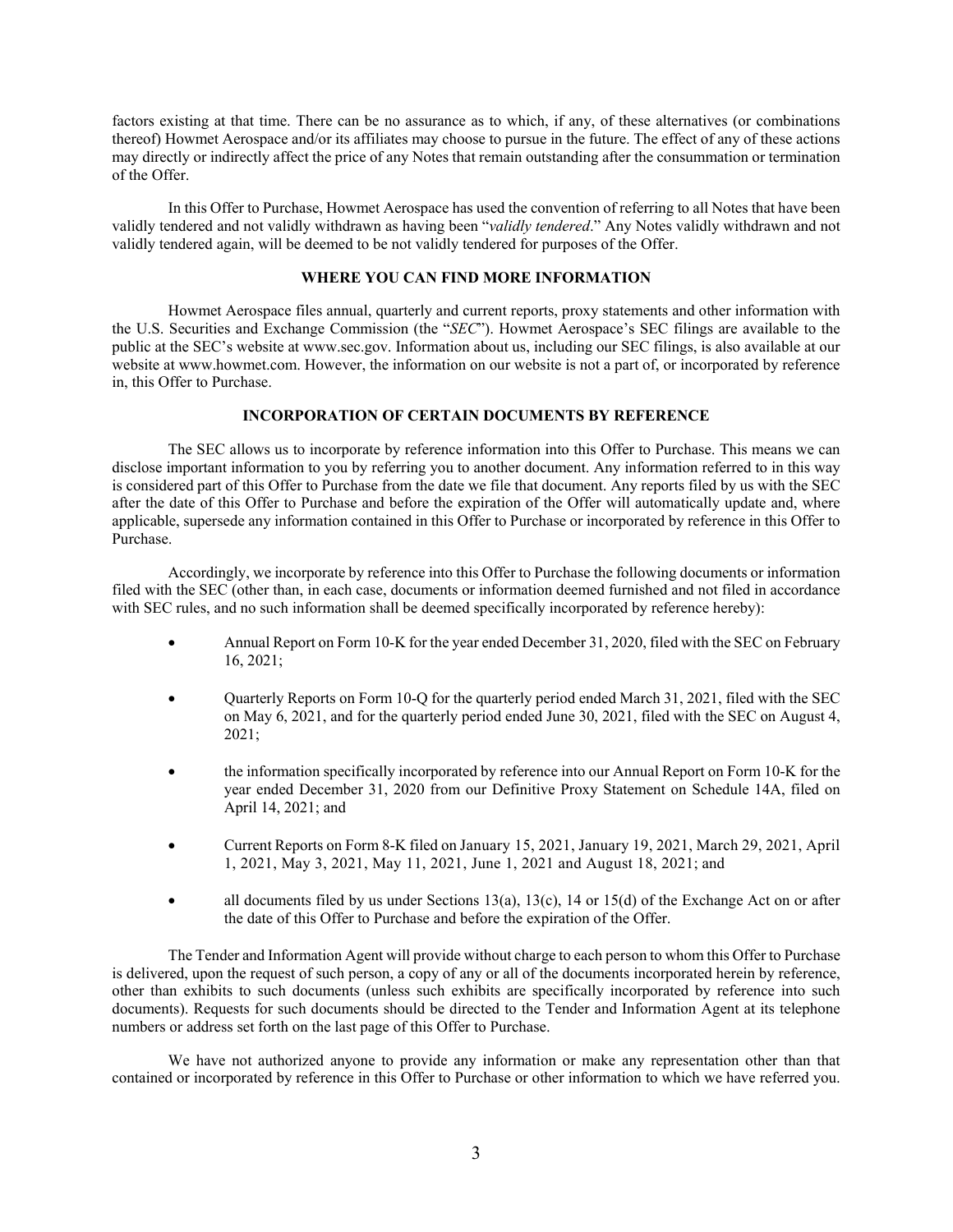factors existing at that time. There can be no assurance as to which, if any, of these alternatives (or combinations thereof) Howmet Aerospace and/or its affiliates may choose to pursue in the future. The effect of any of these actions may directly or indirectly affect the price of any Notes that remain outstanding after the consummation or termination of the Offer.

In this Offer to Purchase, Howmet Aerospace has used the convention of referring to all Notes that have been validly tendered and not validly withdrawn as having been "*validly tendered*." Any Notes validly withdrawn and not validly tendered again, will be deemed to be not validly tendered for purposes of the Offer.

## WHERE YOU CAN FIND MORE INFORMATION

Howmet Aerospace files annual, quarterly and current reports, proxy statements and other information with the U.S. Securities and Exchange Commission (the "*SEC*"). Howmet Aerospace's SEC filings are available to the public at the SEC's website at www.sec.gov. Information about us, including our SEC filings, is also available at our website at www.howmet.com. However, the information on our website is not a part of, or incorporated by reference in, this Offer to Purchase.

## INCORPORATION OF CERTAIN DOCUMENTS BY REFERENCE

The SEC allows us to incorporate by reference information into this Offer to Purchase. This means we can disclose important information to you by referring you to another document. Any information referred to in this way is considered part of this Offer to Purchase from the date we file that document. Any reports filed by us with the SEC after the date of this Offer to Purchase and before the expiration of the Offer will automatically update and, where applicable, supersede any information contained in this Offer to Purchase or incorporated by reference in this Offer to Purchase.

Accordingly, we incorporate by reference into this Offer to Purchase the following documents or information filed with the SEC (other than, in each case, documents or information deemed furnished and not filed in accordance with SEC rules, and no such information shall be deemed specifically incorporated by reference hereby):

- Annual Report on Form 10-K for the year ended December 31, 2020, filed with the SEC on February 16, 2021;
- Quarterly Reports on Form 10-Q for the quarterly period ended March 31, 2021, filed with the SEC on May 6, 2021, and for the quarterly period ended June 30, 2021, filed with the SEC on August 4, 2021;
- the information specifically incorporated by reference into our Annual Report on Form 10-K for the year ended December 31, 2020 from our Definitive Proxy Statement on Schedule 14A, filed on April 14, 2021; and
- Current Reports on Form 8-K filed on January 15, 2021, January 19, 2021, March 29, 2021, April 1, 2021, May 3, 2021, May 11, 2021, June 1, 2021 and August 18, 2021; and
- all documents filed by us under Sections 13(a), 13(c), 14 or 15(d) of the Exchange Act on or after the date of this Offer to Purchase and before the expiration of the Offer.

The Tender and Information Agent will provide without charge to each person to whom this Offer to Purchase is delivered, upon the request of such person, a copy of any or all of the documents incorporated herein by reference, other than exhibits to such documents (unless such exhibits are specifically incorporated by reference into such documents). Requests for such documents should be directed to the Tender and Information Agent at its telephone numbers or address set forth on the last page of this Offer to Purchase.

We have not authorized anyone to provide any information or make any representation other than that contained or incorporated by reference in this Offer to Purchase or other information to which we have referred you.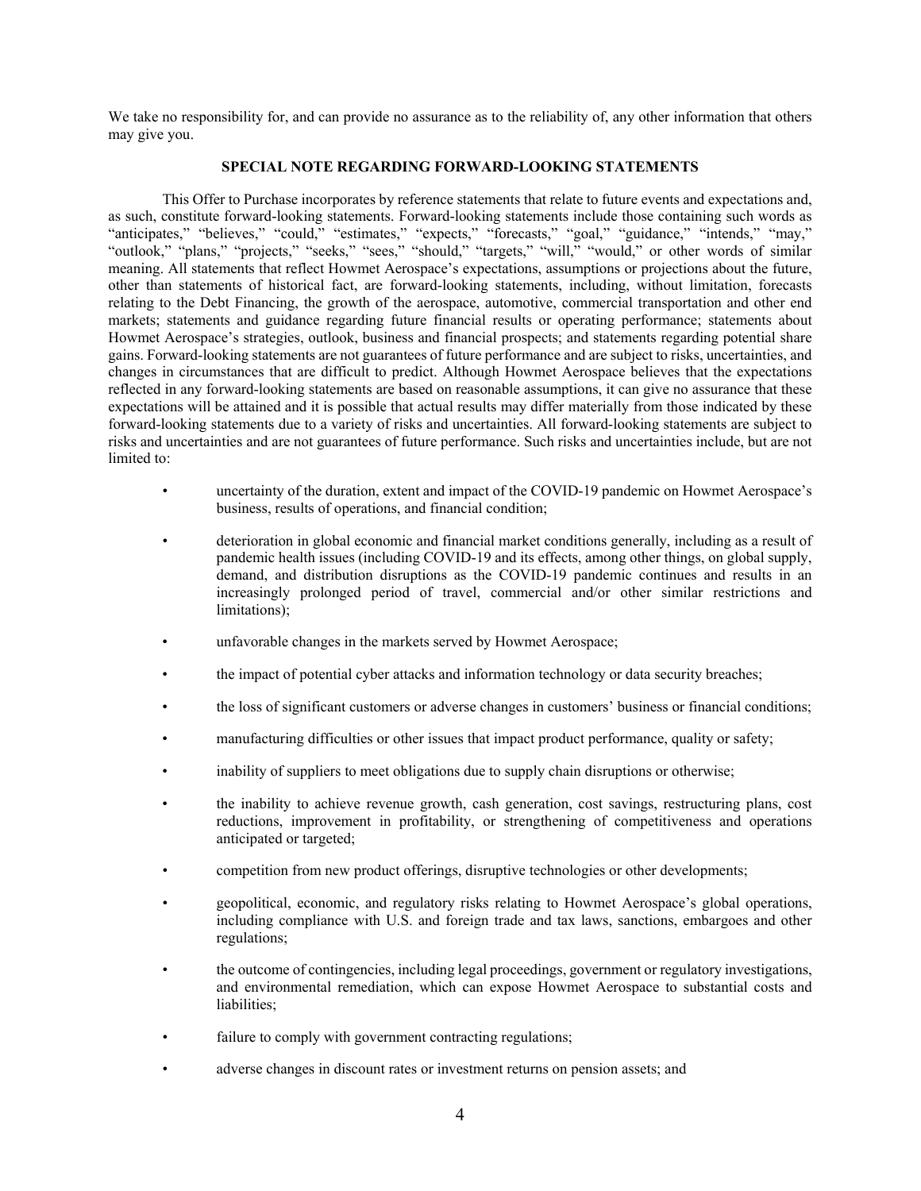We take no responsibility for, and can provide no assurance as to the reliability of, any other information that others may give you.

## SPECIAL NOTE REGARDING FORWARD-LOOKING STATEMENTS

This Offer to Purchase incorporates by reference statements that relate to future events and expectations and, as such, constitute forward-looking statements. Forward-looking statements include those containing such words as "anticipates," "believes," "could," "estimates," "expects," "forecasts," "goal," "guidance," "intends," "may," "outlook," "plans," "projects," "seeks," "sees," "should," "targets," "will," "would," or other words of similar meaning. All statements that reflect Howmet Aerospace's expectations, assumptions or projections about the future, other than statements of historical fact, are forward-looking statements, including, without limitation, forecasts relating to the Debt Financing, the growth of the aerospace, automotive, commercial transportation and other end markets; statements and guidance regarding future financial results or operating performance; statements about Howmet Aerospace's strategies, outlook, business and financial prospects; and statements regarding potential share gains. Forward-looking statements are not guarantees of future performance and are subject to risks, uncertainties, and changes in circumstances that are difficult to predict. Although Howmet Aerospace believes that the expectations reflected in any forward-looking statements are based on reasonable assumptions, it can give no assurance that these expectations will be attained and it is possible that actual results may differ materially from those indicated by these forward-looking statements due to a variety of risks and uncertainties. All forward-looking statements are subject to risks and uncertainties and are not guarantees of future performance. Such risks and uncertainties include, but are not limited to:

- uncertainty of the duration, extent and impact of the COVID-19 pandemic on Howmet Aerospace's business, results of operations, and financial condition;
- deterioration in global economic and financial market conditions generally, including as a result of pandemic health issues (including COVID-19 and its effects, among other things, on global supply, demand, and distribution disruptions as the COVID-19 pandemic continues and results in an increasingly prolonged period of travel, commercial and/or other similar restrictions and limitations);
- unfavorable changes in the markets served by Howmet Aerospace;
- the impact of potential cyber attacks and information technology or data security breaches;
- the loss of significant customers or adverse changes in customers' business or financial conditions;
- manufacturing difficulties or other issues that impact product performance, quality or safety;
- inability of suppliers to meet obligations due to supply chain disruptions or otherwise;
- the inability to achieve revenue growth, cash generation, cost savings, restructuring plans, cost reductions, improvement in profitability, or strengthening of competitiveness and operations anticipated or targeted;
- competition from new product offerings, disruptive technologies or other developments;
- geopolitical, economic, and regulatory risks relating to Howmet Aerospace's global operations, including compliance with U.S. and foreign trade and tax laws, sanctions, embargoes and other regulations;
- the outcome of contingencies, including legal proceedings, government or regulatory investigations, and environmental remediation, which can expose Howmet Aerospace to substantial costs and liabilities;
- failure to comply with government contracting regulations;
- adverse changes in discount rates or investment returns on pension assets; and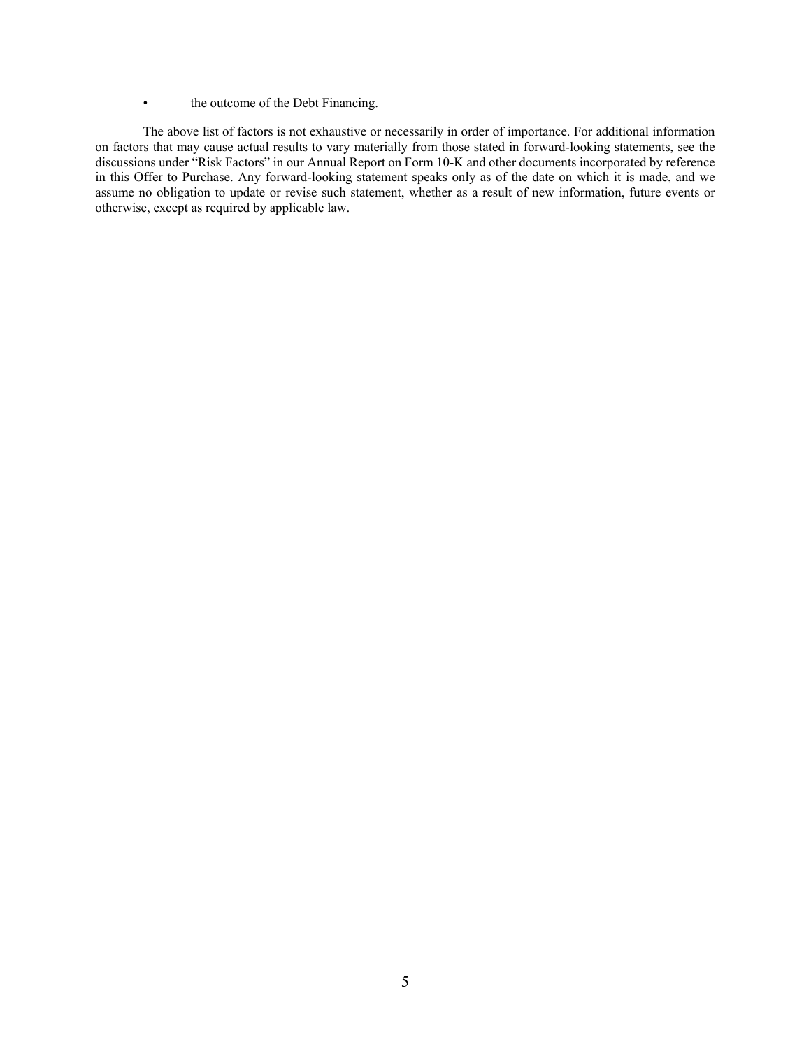- the outcome of the Debt Financing.

The above list of factors is not exhaustive or necessarily in order of importance. For additional information on factors that may cause actual results to vary materially from those stated in forward-looking statements, see the discussions under "Risk Factors" in our Annual Report on Form 10-K and other documents incorporated by reference in this Offer to Purchase. Any forward-looking statement speaks only as of the date on which it is made, and we assume no obligation to update or revise such statement, whether as a result of new information, future events or otherwise, except as required by applicable law.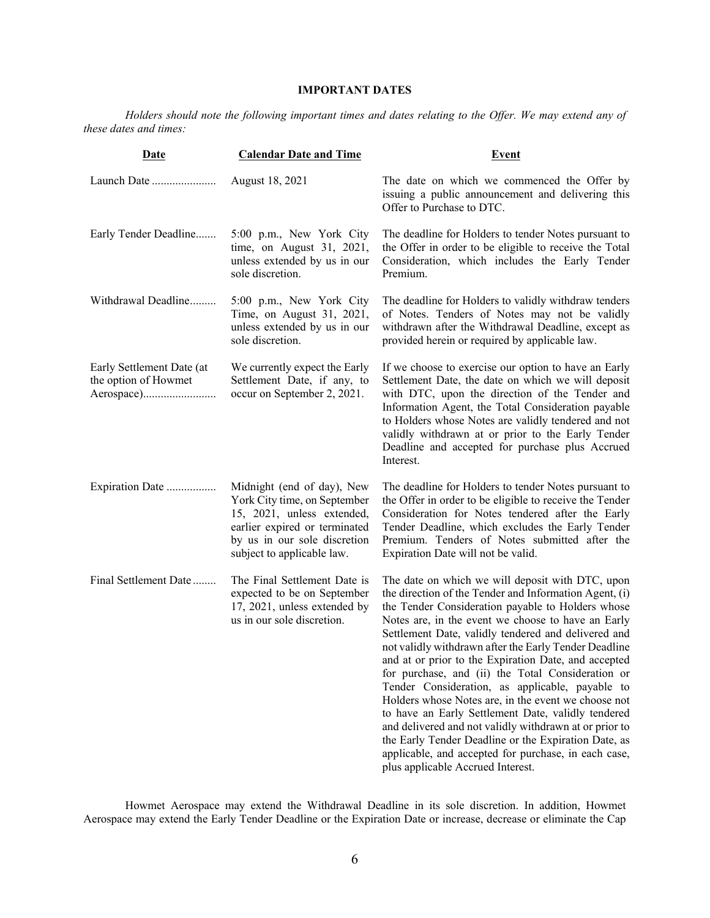**IMPORTANT DATES**

*Holders should note the following important times and dates relating to the Offer. We may extend any of these dates and times:*

| Date | Calendar Date and Time | Event |
|---|---|---|
| Launch Date | August 18, 2021 | The date on which we commenced the Offer by issuing a public announcement and delivering this Offer to Purchase to DTC. |
| Early Tender Deadline | 5:00 p.m., New York City time, on August 31, 2021, unless extended by us in our sole discretion. | The deadline for Holders to tender Notes pursuant to the Offer in order to be eligible to receive the Total Consideration, which includes the Early Tender Premium. |
| Withdrawal Deadline | 5:00 p.m., New York City Time, on August 31, 2021, unless extended by us in our sole discretion. | The deadline for Holders to validly withdraw tenders of Notes. Tenders of Notes may not be validly withdrawn after the Withdrawal Deadline, except as provided herein or required by applicable law. |
| Early Settlement Date (at the option of Howmet Aerospace) | We currently expect the Early Settlement Date, if any, to occur on September 2, 2021. | If we choose to exercise our option to have an Early Settlement Date, the date on which we will deposit with DTC, upon the direction of the Tender and Information Agent, the Total Consideration payable to Holders whose Notes are validly tendered and not validly withdrawn at or prior to the Early Tender Deadline and accepted for purchase plus Accrued Interest. |
| Expiration Date | Midnight (end of day), New York City time, on September 15, 2021, unless extended, earlier expired or terminated by us in our sole discretion subject to applicable law. | The deadline for Holders to tender Notes pursuant to the Offer in order to be eligible to receive the Tender Consideration for Notes tendered after the Early Tender Deadline, which excludes the Early Tender Premium. Tenders of Notes submitted after the Expiration Date will not be valid. |
| Final Settlement Date | The Final Settlement Date is expected to be on September 17, 2021, unless extended by us in our sole discretion. | The date on which we will deposit with DTC, upon the direction of the Tender and Information Agent, (i) the Tender Consideration payable to Holders whose Notes are, in the event we choose to have an Early Settlement Date, validly tendered and delivered and not validly withdrawn after the Early Tender Deadline and at or prior to the Expiration Date, and accepted for purchase, and (ii) the Total Consideration or Tender Consideration, as applicable, payable to Holders whose Notes are, in the event we choose not to have an Early Settlement Date, validly tendered and delivered and not validly withdrawn at or prior to the Early Tender Deadline or the Expiration Date, as applicable, and accepted for purchase, in each case, plus applicable Accrued Interest. |

Howmet Aerospace may extend the Withdrawal Deadline in its sole discretion. In addition, Howmet Aerospace may extend the Early Tender Deadline or the Expiration Date or increase, decrease or eliminate the Cap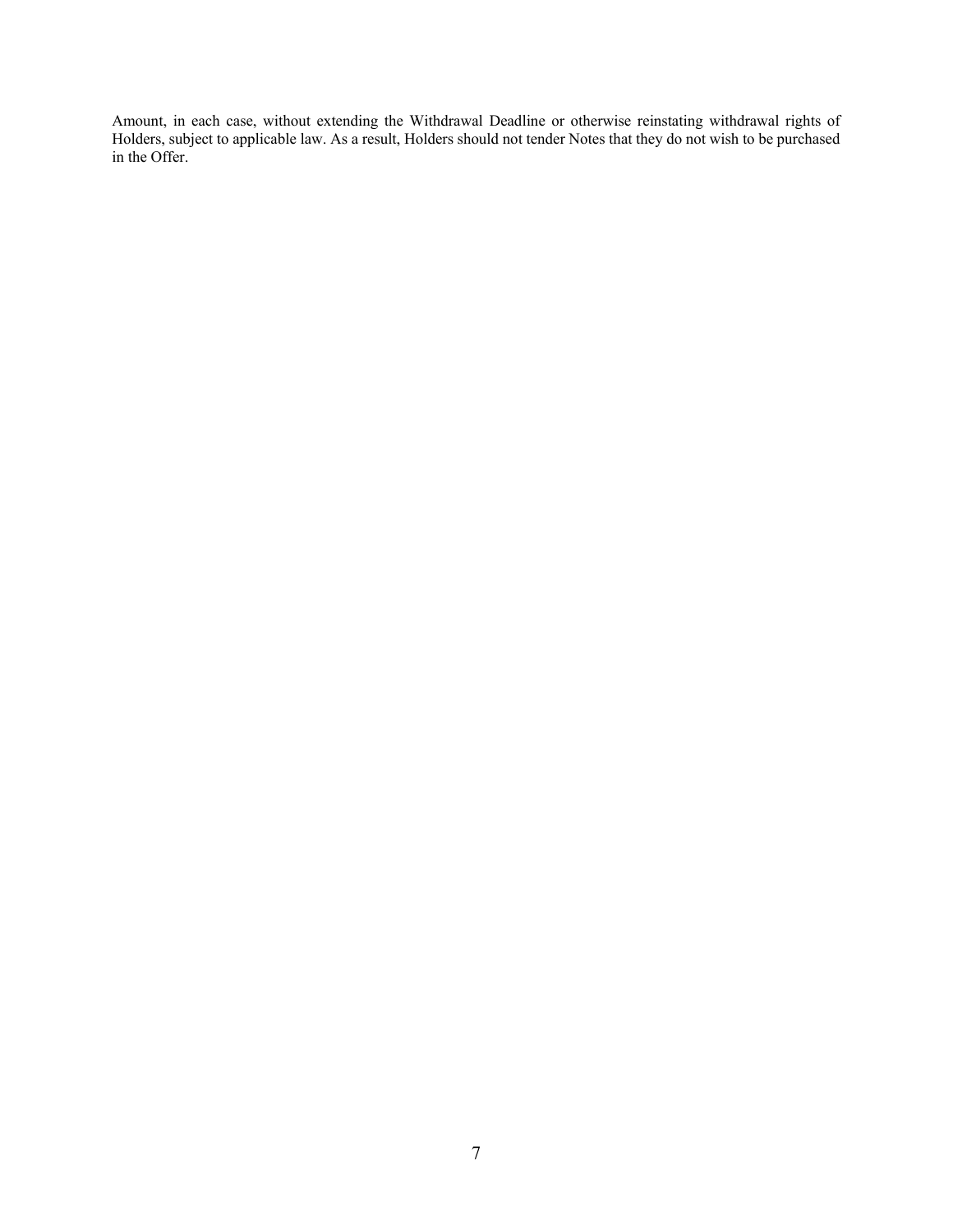Amount, in each case, without extending the Withdrawal Deadline or otherwise reinstating withdrawal rights of Holders, subject to applicable law. As a result, Holders should not tender Notes that they do not wish to be purchased in the Offer.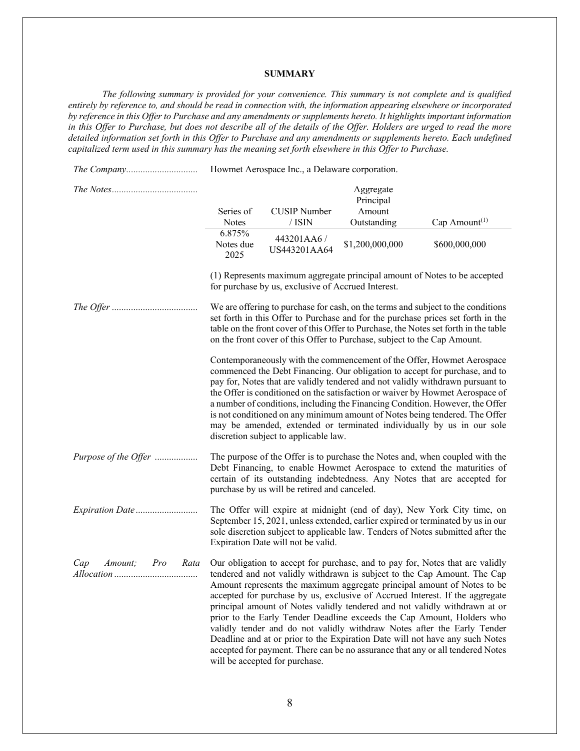## SUMMARY

*The following summary is provided for your convenience. This summary is not complete and is qualified entirely by reference to, and should be read in connection with, the information appearing elsewhere or incorporated by reference in this Offer to Purchase and any amendments or supplements hereto. It highlights important information in this Offer to Purchase, but does not describe all of the details of the Offer. Holders are urged to read the more detailed information set forth in this Offer to Purchase and any amendments or supplements hereto. Each undefined capitalized term used in this summary has the meaning set forth elsewhere in this Offer to Purchase.*

*The Company*............................. Howmet Aerospace Inc., a Delaware corporation.

*The Notes*...................................

| Series of Notes | CUSIP Number / ISIN | Aggregate Principal Amount Outstanding | Cap Amount[(1)] |
|---|---|---|---|
| 6.875% Notes due 2025 | 443201AA6 / US443201AA64 | $1,200,000,000 | $600,000,000 |

(1) Represents maximum aggregate principal amount of Notes to be accepted for purchase by us, exclusive of Accrued Interest.

*The Offer* ................................... We are offering to purchase for cash, on the terms and subject to the conditions set forth in this Offer to Purchase and for the purchase prices set forth in the table on the front cover of this Offer to Purchase, the Notes set forth in the table on the front cover of this Offer to Purchase, subject to the Cap Amount.

Contemporaneously with the commencement of the Offer, Howmet Aerospace commenced the Debt Financing. Our obligation to accept for purchase, and to pay for, Notes that are validly tendered and not validly withdrawn pursuant to the Offer is conditioned on the satisfaction or waiver by Howmet Aerospace of a number of conditions, including the Financing Condition. However, the Offer is not conditioned on any minimum amount of Notes being tendered. The Offer may be amended, extended or terminated individually by us in our sole discretion subject to applicable law.

*Purpose of the Offer* ................. The purpose of the Offer is to purchase the Notes and, when coupled with the Debt Financing, to enable Howmet Aerospace to extend the maturities of certain of its outstanding indebtedness. Any Notes that are accepted for purchase by us will be retired and canceled.

*Expiration Date*.......................... The Offer will expire at midnight (end of day), New York City time, on September 15, 2021, unless extended, earlier expired or terminated by us in our sole discretion subject to applicable law. Tenders of Notes submitted after the Expiration Date will not be valid.

*Cap Amount; Pro Rata Allocation*.................................. Our obligation to accept for purchase, and to pay for, Notes that are validly tendered and not validly withdrawn is subject to the Cap Amount. The Cap Amount represents the maximum aggregate principal amount of Notes to be accepted for purchase by us, exclusive of Accrued Interest. If the aggregate principal amount of Notes validly tendered and not validly withdrawn at or prior to the Early Tender Deadline exceeds the Cap Amount, Holders who validly tender and do not validly withdraw Notes after the Early Tender Deadline and at or prior to the Expiration Date will not have any such Notes accepted for payment. There can be no assurance that any or all tendered Notes will be accepted for purchase.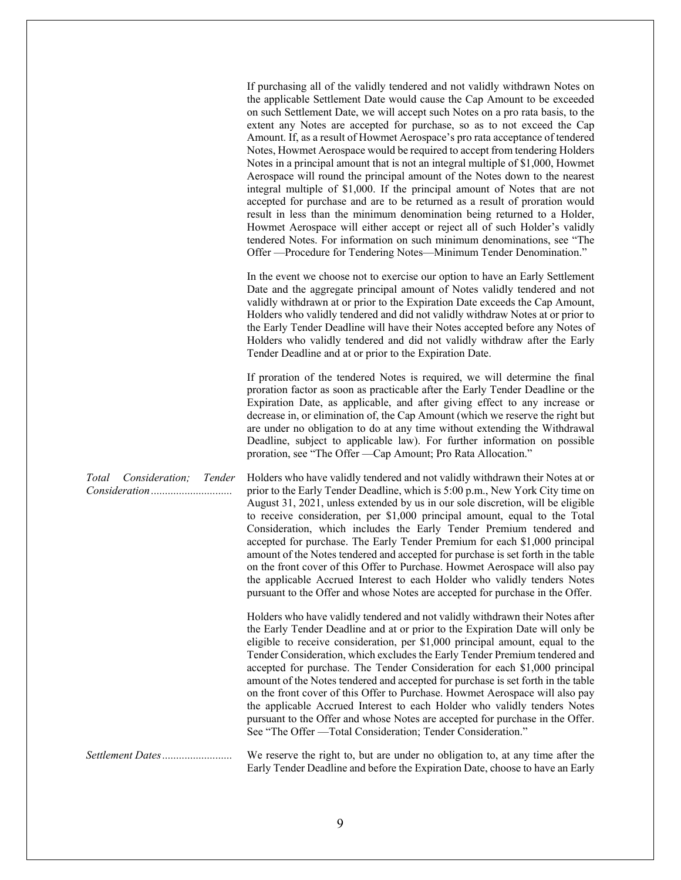If purchasing all of the validly tendered and not validly withdrawn Notes on the applicable Settlement Date would cause the Cap Amount to be exceeded on such Settlement Date, we will accept such Notes on a pro rata basis, to the extent any Notes are accepted for purchase, so as to not exceed the Cap Amount. If, as a result of Howmet Aerospace's pro rata acceptance of tendered Notes, Howmet Aerospace would be required to accept from tendering Holders Notes in a principal amount that is not an integral multiple of $1,000, Howmet Aerospace will round the principal amount of the Notes down to the nearest integral multiple of $1,000. If the principal amount of Notes that are not accepted for purchase and are to be returned as a result of proration would result in less than the minimum denomination being returned to a Holder, Howmet Aerospace will either accept or reject all of such Holder's validly tendered Notes. For information on such minimum denominations, see "The Offer —Procedure for Tendering Notes—Minimum Tender Denomination."

In the event we choose not to exercise our option to have an Early Settlement Date and the aggregate principal amount of Notes validly tendered and not validly withdrawn at or prior to the Expiration Date exceeds the Cap Amount, Holders who validly tendered and did not validly withdraw Notes at or prior to the Early Tender Deadline will have their Notes accepted before any Notes of Holders who validly tendered and did not validly withdraw after the Early Tender Deadline and at or prior to the Expiration Date.

If proration of the tendered Notes is required, we will determine the final proration factor as soon as practicable after the Early Tender Deadline or the Expiration Date, as applicable, and after giving effect to any increase or decrease in, or elimination of, the Cap Amount (which we reserve the right but are under no obligation to do at any time without extending the Withdrawal Deadline, subject to applicable law). For further information on possible proration, see "The Offer —Cap Amount; Pro Rata Allocation."

*Total Consideration; Tender Consideration*............................ Holders who have validly tendered and not validly withdrawn their Notes at or prior to the Early Tender Deadline, which is 5:00 p.m., New York City time on August 31, 2021, unless extended by us in our sole discretion, will be eligible to receive consideration, per $1,000 principal amount, equal to the Total Consideration, which includes the Early Tender Premium tendered and accepted for purchase. The Early Tender Premium for each $1,000 principal amount of the Notes tendered and accepted for purchase is set forth in the table on the front cover of this Offer to Purchase. Howmet Aerospace will also pay the applicable Accrued Interest to each Holder who validly tenders Notes pursuant to the Offer and whose Notes are accepted for purchase in the Offer.

Holders who have validly tendered and not validly withdrawn their Notes after the Early Tender Deadline and at or prior to the Expiration Date will only be eligible to receive consideration, per $1,000 principal amount, equal to the Tender Consideration, which excludes the Early Tender Premium tendered and accepted for purchase. The Tender Consideration for each $1,000 principal amount of the Notes tendered and accepted for purchase is set forth in the table on the front cover of this Offer to Purchase. Howmet Aerospace will also pay the applicable Accrued Interest to each Holder who validly tenders Notes pursuant to the Offer and whose Notes are accepted for purchase in the Offer. See "The Offer —Total Consideration; Tender Consideration."

*Settlement Dates*......................... We reserve the right to, but are under no obligation to, at any time after the Early Tender Deadline and before the Expiration Date, choose to have an Early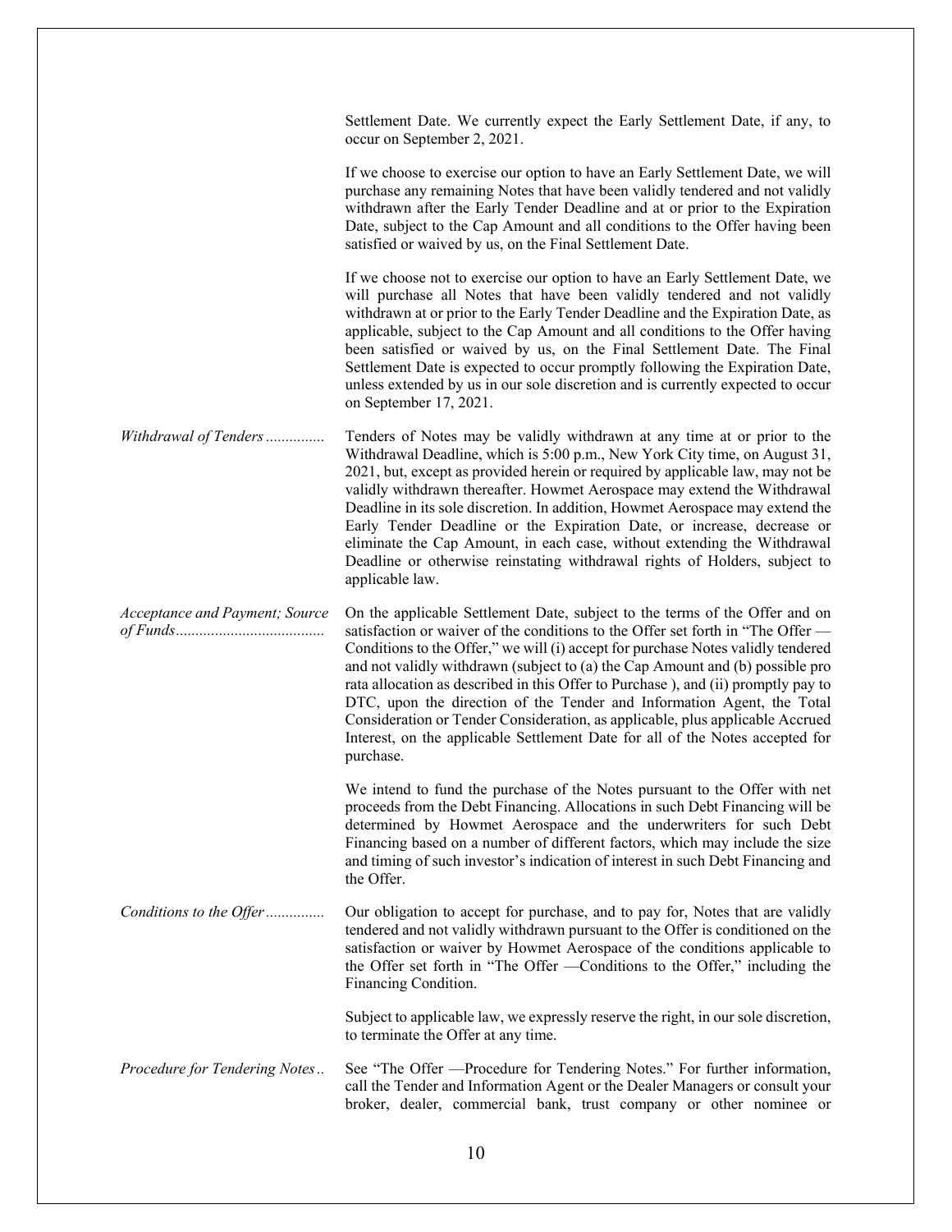Settlement Date. We currently expect the Early Settlement Date, if any, to occur on September 2, 2021.

If we choose to exercise our option to have an Early Settlement Date, we will purchase any remaining Notes that have been validly tendered and not validly withdrawn after the Early Tender Deadline and at or prior to the Expiration Date, subject to the Cap Amount and all conditions to the Offer having been satisfied or waived by us, on the Final Settlement Date.

If we choose not to exercise our option to have an Early Settlement Date, we will purchase all Notes that have been validly tendered and not validly withdrawn at or prior to the Early Tender Deadline and the Expiration Date, as applicable, subject to the Cap Amount and all conditions to the Offer having been satisfied or waived by us, on the Final Settlement Date. The Final Settlement Date is expected to occur promptly following the Expiration Date, unless extended by us in our sole discretion and is currently expected to occur on September 17, 2021.

*Withdrawal of Tenders*.............. Tenders of Notes may be validly withdrawn at any time at or prior to the Withdrawal Deadline, which is 5:00 p.m., New York City time, on August 31, 2021, but, except as provided herein or required by applicable law, may not be validly withdrawn thereafter. Howmet Aerospace may extend the Withdrawal Deadline in its sole discretion. In addition, Howmet Aerospace may extend the Early Tender Deadline or the Expiration Date, or increase, decrease or eliminate the Cap Amount, in each case, without extending the Withdrawal Deadline or otherwise reinstating withdrawal rights of Holders, subject to applicable law.

*Acceptance and Payment; Source of Funds*..................................... On the applicable Settlement Date, subject to the terms of the Offer and on satisfaction or waiver of the conditions to the Offer set forth in "The Offer — Conditions to the Offer," we will (i) accept for purchase Notes validly tendered and not validly withdrawn (subject to (a) the Cap Amount and (b) possible pro rata allocation as described in this Offer to Purchase ), and (ii) promptly pay to DTC, upon the direction of the Tender and Information Agent, the Total Consideration or Tender Consideration, as applicable, plus applicable Accrued Interest, on the applicable Settlement Date for all of the Notes accepted for purchase.

We intend to fund the purchase of the Notes pursuant to the Offer with net proceeds from the Debt Financing. Allocations in such Debt Financing will be determined by Howmet Aerospace and the underwriters for such Debt Financing based on a number of different factors, which may include the size and timing of such investor's indication of interest in such Debt Financing and the Offer.

*Conditions to the Offer*.............. Our obligation to accept for purchase, and to pay for, Notes that are validly tendered and not validly withdrawn pursuant to the Offer is conditioned on the satisfaction or waiver by Howmet Aerospace of the conditions applicable to the Offer set forth in "The Offer —Conditions to the Offer," including the Financing Condition.

Subject to applicable law, we expressly reserve the right, in our sole discretion, to terminate the Offer at any time.

*Procedure for Tendering Notes*.. See "The Offer —Procedure for Tendering Notes." For further information, call the Tender and Information Agent or the Dealer Managers or consult your broker, dealer, commercial bank, trust company or other nominee or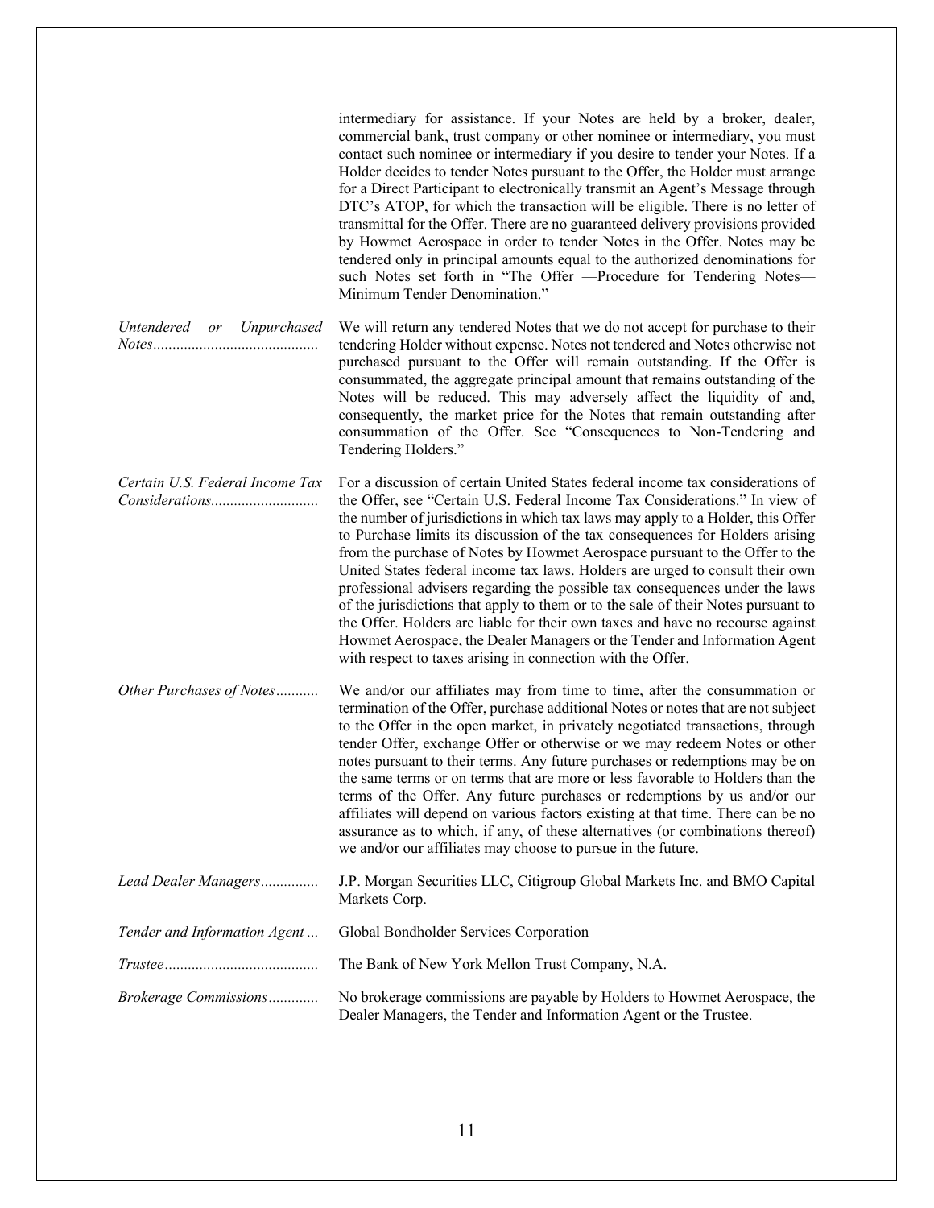intermediary for assistance. If your Notes are held by a broker, dealer, commercial bank, trust company or other nominee or intermediary, you must contact such nominee or intermediary if you desire to tender your Notes. If a Holder decides to tender Notes pursuant to the Offer, the Holder must arrange for a Direct Participant to electronically transmit an Agent's Message through DTC's ATOP, for which the transaction will be eligible. There is no letter of transmittal for the Offer. There are no guaranteed delivery provisions provided by Howmet Aerospace in order to tender Notes in the Offer. Notes may be tendered only in principal amounts equal to the authorized denominations for such Notes set forth in "The Offer —Procedure for Tendering Notes—Minimum Tender Denomination."

*Untendered or Unpurchased Notes*.......................................... We will return any tendered Notes that we do not accept for purchase to their tendering Holder without expense. Notes not tendered and Notes otherwise not purchased pursuant to the Offer will remain outstanding. If the Offer is consummated, the aggregate principal amount that remains outstanding of the Notes will be reduced. This may adversely affect the liquidity of and, consequently, the market price for the Notes that remain outstanding after consummation of the Offer. See "Consequences to Non-Tendering and Tendering Holders."

*Certain U.S. Federal Income Tax Considerations*........................... For a discussion of certain United States federal income tax considerations of the Offer, see "Certain U.S. Federal Income Tax Considerations." In view of the number of jurisdictions in which tax laws may apply to a Holder, this Offer to Purchase limits its discussion of the tax consequences for Holders arising from the purchase of Notes by Howmet Aerospace pursuant to the Offer to the United States federal income tax laws. Holders are urged to consult their own professional advisers regarding the possible tax consequences under the laws of the jurisdictions that apply to them or to the sale of their Notes pursuant to the Offer. Holders are liable for their own taxes and have no recourse against Howmet Aerospace, the Dealer Managers or the Tender and Information Agent with respect to taxes arising in connection with the Offer.

*Other Purchases of Notes*........... We and/or our affiliates may from time to time, after the consummation or termination of the Offer, purchase additional Notes or notes that are not subject to the Offer in the open market, in privately negotiated transactions, through tender Offer, exchange Offer or otherwise or we may redeem Notes or other notes pursuant to their terms. Any future purchases or redemptions may be on the same terms or on terms that are more or less favorable to Holders than the terms of the Offer. Any future purchases or redemptions by us and/or our affiliates will depend on various factors existing at that time. There can be no assurance as to which, if any, of these alternatives (or combinations thereof) we and/or our affiliates may choose to pursue in the future.

*Lead Dealer Managers*............... J.P. Morgan Securities LLC, Citigroup Global Markets Inc. and BMO Capital Markets Corp.

*Tender and Information Agent* ... Global Bondholder Services Corporation

*Trustee*........................................ The Bank of New York Mellon Trust Company, N.A.

*Brokerage Commissions*............. No brokerage commissions are payable by Holders to Howmet Aerospace, the Dealer Managers, the Tender and Information Agent or the Trustee.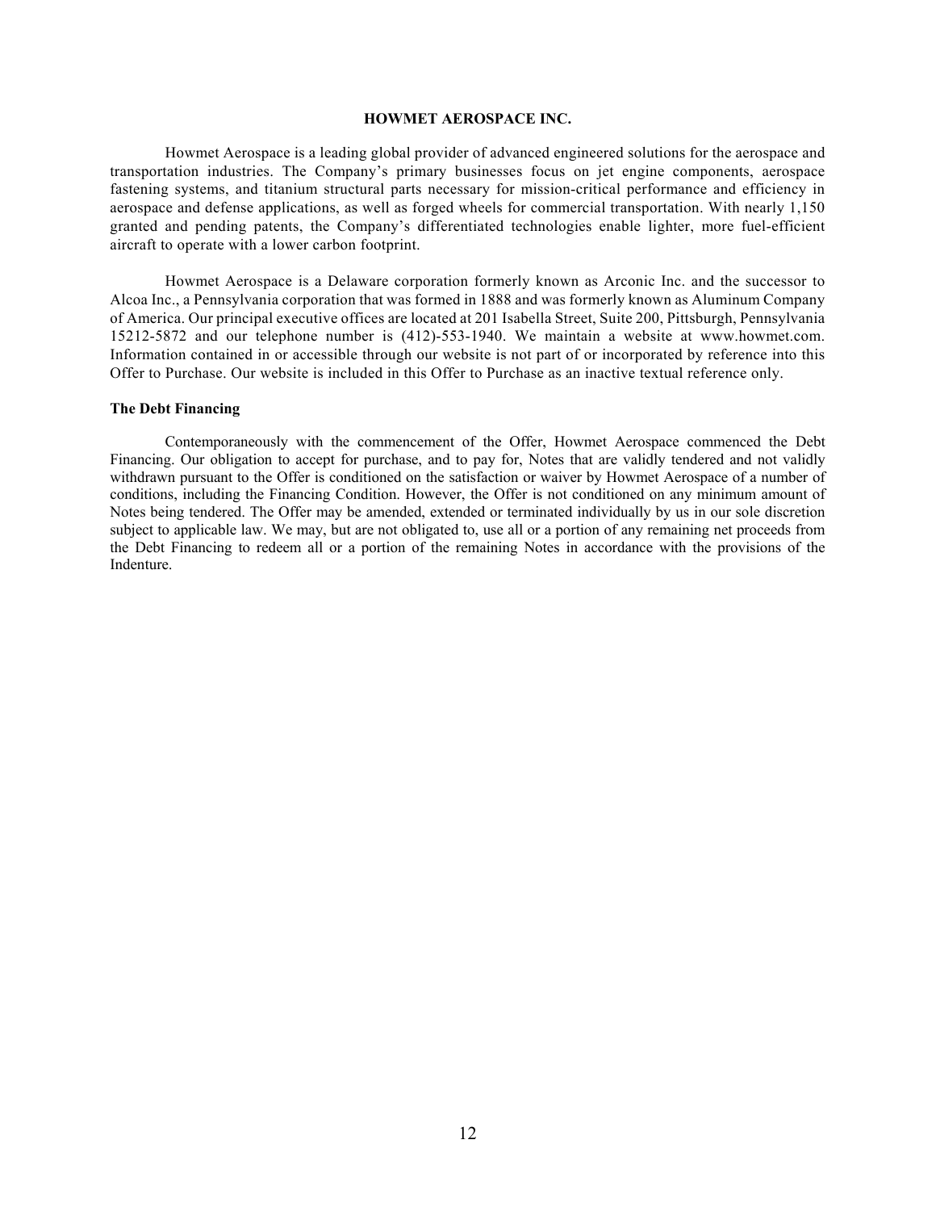## HOWMET AEROSPACE INC.

Howmet Aerospace is a leading global provider of advanced engineered solutions for the aerospace and transportation industries. The Company's primary businesses focus on jet engine components, aerospace fastening systems, and titanium structural parts necessary for mission-critical performance and efficiency in aerospace and defense applications, as well as forged wheels for commercial transportation. With nearly 1,150 granted and pending patents, the Company's differentiated technologies enable lighter, more fuel-efficient aircraft to operate with a lower carbon footprint.

Howmet Aerospace is a Delaware corporation formerly known as Arconic Inc. and the successor to Alcoa Inc., a Pennsylvania corporation that was formed in 1888 and was formerly known as Aluminum Company of America. Our principal executive offices are located at 201 Isabella Street, Suite 200, Pittsburgh, Pennsylvania 15212-5872 and our telephone number is (412)-553-1940. We maintain a website at www.howmet.com. Information contained in or accessible through our website is not part of or incorporated by reference into this Offer to Purchase. Our website is included in this Offer to Purchase as an inactive textual reference only.

### The Debt Financing

Contemporaneously with the commencement of the Offer, Howmet Aerospace commenced the Debt Financing. Our obligation to accept for purchase, and to pay for, Notes that are validly tendered and not validly withdrawn pursuant to the Offer is conditioned on the satisfaction or waiver by Howmet Aerospace of a number of conditions, including the Financing Condition. However, the Offer is not conditioned on any minimum amount of Notes being tendered. The Offer may be amended, extended or terminated individually by us in our sole discretion subject to applicable law. We may, but are not obligated to, use all or a portion of any remaining net proceeds from the Debt Financing to redeem all or a portion of the remaining Notes in accordance with the provisions of the Indenture.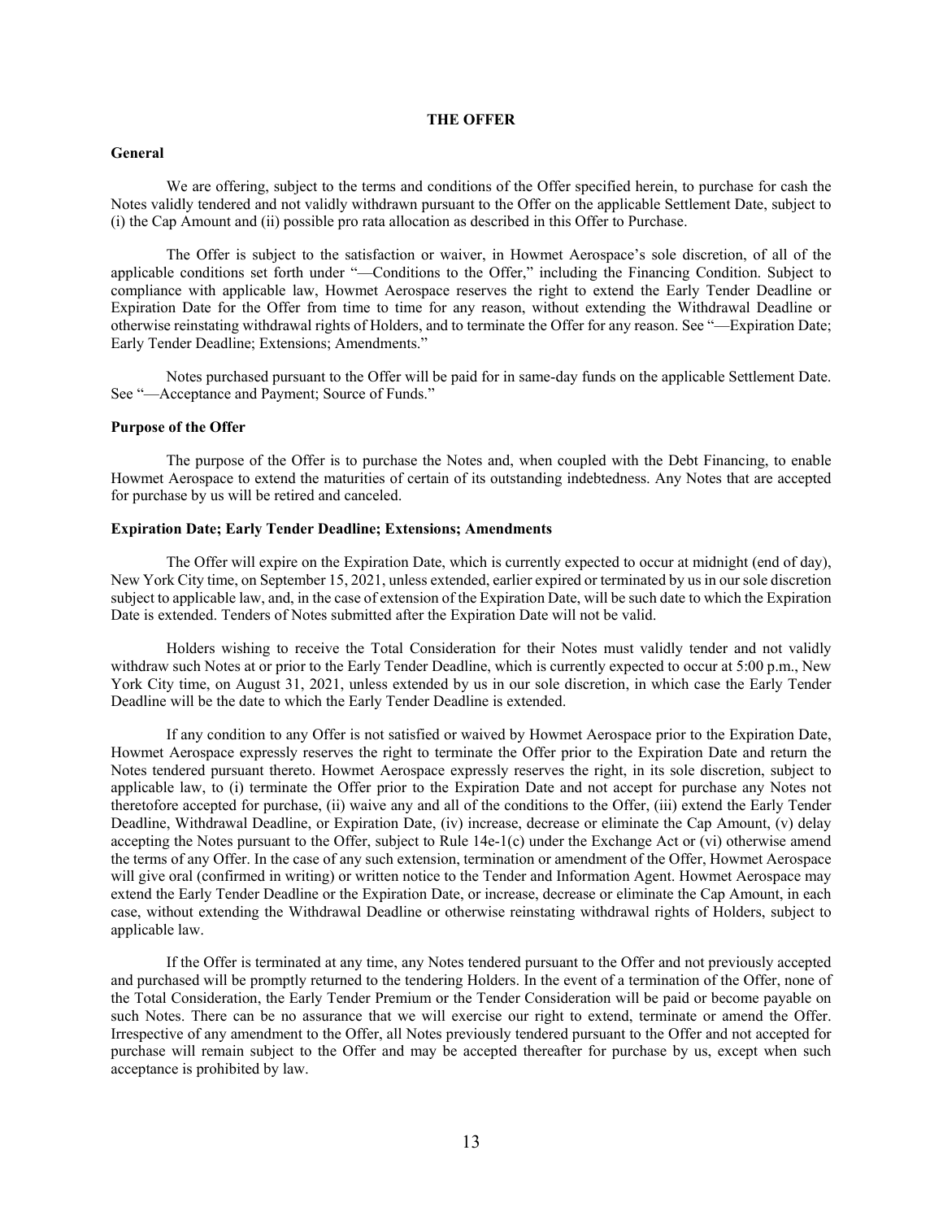# THE OFFER

### General

We are offering, subject to the terms and conditions of the Offer specified herein, to purchase for cash the Notes validly tendered and not validly withdrawn pursuant to the Offer on the applicable Settlement Date, subject to (i) the Cap Amount and (ii) possible pro rata allocation as described in this Offer to Purchase.

The Offer is subject to the satisfaction or waiver, in Howmet Aerospace's sole discretion, of all of the applicable conditions set forth under "—Conditions to the Offer," including the Financing Condition. Subject to compliance with applicable law, Howmet Aerospace reserves the right to extend the Early Tender Deadline or Expiration Date for the Offer from time to time for any reason, without extending the Withdrawal Deadline or otherwise reinstating withdrawal rights of Holders, and to terminate the Offer for any reason. See "—Expiration Date; Early Tender Deadline; Extensions; Amendments."

Notes purchased pursuant to the Offer will be paid for in same-day funds on the applicable Settlement Date. See "—Acceptance and Payment; Source of Funds."

### Purpose of the Offer

The purpose of the Offer is to purchase the Notes and, when coupled with the Debt Financing, to enable Howmet Aerospace to extend the maturities of certain of its outstanding indebtedness. Any Notes that are accepted for purchase by us will be retired and canceled.

### Expiration Date; Early Tender Deadline; Extensions; Amendments

The Offer will expire on the Expiration Date, which is currently expected to occur at midnight (end of day), New York City time, on September 15, 2021, unless extended, earlier expired or terminated by us in our sole discretion subject to applicable law, and, in the case of extension of the Expiration Date, will be such date to which the Expiration Date is extended. Tenders of Notes submitted after the Expiration Date will not be valid.

Holders wishing to receive the Total Consideration for their Notes must validly tender and not validly withdraw such Notes at or prior to the Early Tender Deadline, which is currently expected to occur at 5:00 p.m., New York City time, on August 31, 2021, unless extended by us in our sole discretion, in which case the Early Tender Deadline will be the date to which the Early Tender Deadline is extended.

If any condition to any Offer is not satisfied or waived by Howmet Aerospace prior to the Expiration Date, Howmet Aerospace expressly reserves the right to terminate the Offer prior to the Expiration Date and return the Notes tendered pursuant thereto. Howmet Aerospace expressly reserves the right, in its sole discretion, subject to applicable law, to (i) terminate the Offer prior to the Expiration Date and not accept for purchase any Notes not theretofore accepted for purchase, (ii) waive any and all of the conditions to the Offer, (iii) extend the Early Tender Deadline, Withdrawal Deadline, or Expiration Date, (iv) increase, decrease or eliminate the Cap Amount, (v) delay accepting the Notes pursuant to the Offer, subject to Rule 14e-1(c) under the Exchange Act or (vi) otherwise amend the terms of any Offer. In the case of any such extension, termination or amendment of the Offer, Howmet Aerospace will give oral (confirmed in writing) or written notice to the Tender and Information Agent. Howmet Aerospace may extend the Early Tender Deadline or the Expiration Date, or increase, decrease or eliminate the Cap Amount, in each case, without extending the Withdrawal Deadline or otherwise reinstating withdrawal rights of Holders, subject to applicable law.

If the Offer is terminated at any time, any Notes tendered pursuant to the Offer and not previously accepted and purchased will be promptly returned to the tendering Holders. In the event of a termination of the Offer, none of the Total Consideration, the Early Tender Premium or the Tender Consideration will be paid or become payable on such Notes. There can be no assurance that we will exercise our right to extend, terminate or amend the Offer. Irrespective of any amendment to the Offer, all Notes previously tendered pursuant to the Offer and not accepted for purchase will remain subject to the Offer and may be accepted thereafter for purchase by us, except when such acceptance is prohibited by law.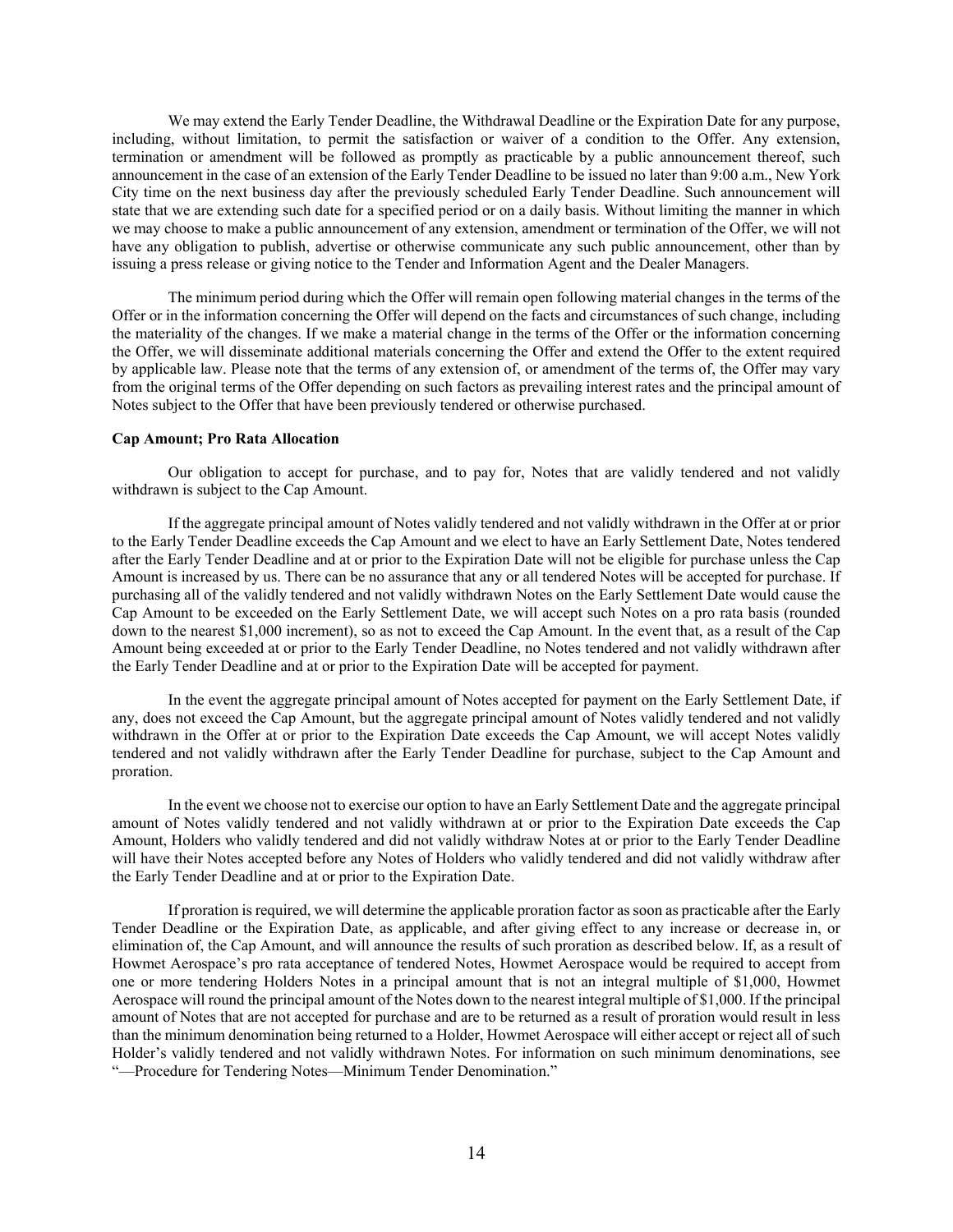We may extend the Early Tender Deadline, the Withdrawal Deadline or the Expiration Date for any purpose, including, without limitation, to permit the satisfaction or waiver of a condition to the Offer. Any extension, termination or amendment will be followed as promptly as practicable by a public announcement thereof, such announcement in the case of an extension of the Early Tender Deadline to be issued no later than 9:00 a.m., New York City time on the next business day after the previously scheduled Early Tender Deadline. Such announcement will state that we are extending such date for a specified period or on a daily basis. Without limiting the manner in which we may choose to make a public announcement of any extension, amendment or termination of the Offer, we will not have any obligation to publish, advertise or otherwise communicate any such public announcement, other than by issuing a press release or giving notice to the Tender and Information Agent and the Dealer Managers.

The minimum period during which the Offer will remain open following material changes in the terms of the Offer or in the information concerning the Offer will depend on the facts and circumstances of such change, including the materiality of the changes. If we make a material change in the terms of the Offer or the information concerning the Offer, we will disseminate additional materials concerning the Offer and extend the Offer to the extent required by applicable law. Please note that the terms of any extension of, or amendment of the terms of, the Offer may vary from the original terms of the Offer depending on such factors as prevailing interest rates and the principal amount of Notes subject to the Offer that have been previously tendered or otherwise purchased.

**Cap Amount; Pro Rata Allocation**

Our obligation to accept for purchase, and to pay for, Notes that are validly tendered and not validly withdrawn is subject to the Cap Amount.

If the aggregate principal amount of Notes validly tendered and not validly withdrawn in the Offer at or prior to the Early Tender Deadline exceeds the Cap Amount and we elect to have an Early Settlement Date, Notes tendered after the Early Tender Deadline and at or prior to the Expiration Date will not be eligible for purchase unless the Cap Amount is increased by us. There can be no assurance that any or all tendered Notes will be accepted for purchase. If purchasing all of the validly tendered and not validly withdrawn Notes on the Early Settlement Date would cause the Cap Amount to be exceeded on the Early Settlement Date, we will accept such Notes on a pro rata basis (rounded down to the nearest $1,000 increment), so as not to exceed the Cap Amount. In the event that, as a result of the Cap Amount being exceeded at or prior to the Early Tender Deadline, no Notes tendered and not validly withdrawn after the Early Tender Deadline and at or prior to the Expiration Date will be accepted for payment.

In the event the aggregate principal amount of Notes accepted for payment on the Early Settlement Date, if any, does not exceed the Cap Amount, but the aggregate principal amount of Notes validly tendered and not validly withdrawn in the Offer at or prior to the Expiration Date exceeds the Cap Amount, we will accept Notes validly tendered and not validly withdrawn after the Early Tender Deadline for purchase, subject to the Cap Amount and proration.

In the event we choose not to exercise our option to have an Early Settlement Date and the aggregate principal amount of Notes validly tendered and not validly withdrawn at or prior to the Expiration Date exceeds the Cap Amount, Holders who validly tendered and did not validly withdraw Notes at or prior to the Early Tender Deadline will have their Notes accepted before any Notes of Holders who validly tendered and did not validly withdraw after the Early Tender Deadline and at or prior to the Expiration Date.

If proration is required, we will determine the applicable proration factor as soon as practicable after the Early Tender Deadline or the Expiration Date, as applicable, and after giving effect to any increase or decrease in, or elimination of, the Cap Amount, and will announce the results of such proration as described below. If, as a result of Howmet Aerospace's pro rata acceptance of tendered Notes, Howmet Aerospace would be required to accept from one or more tendering Holders Notes in a principal amount that is not an integral multiple of $1,000, Howmet Aerospace will round the principal amount of the Notes down to the nearest integral multiple of $1,000. If the principal amount of Notes that are not accepted for purchase and are to be returned as a result of proration would result in less than the minimum denomination being returned to a Holder, Howmet Aerospace will either accept or reject all of such Holder's validly tendered and not validly withdrawn Notes. For information on such minimum denominations, see "—Procedure for Tendering Notes—Minimum Tender Denomination."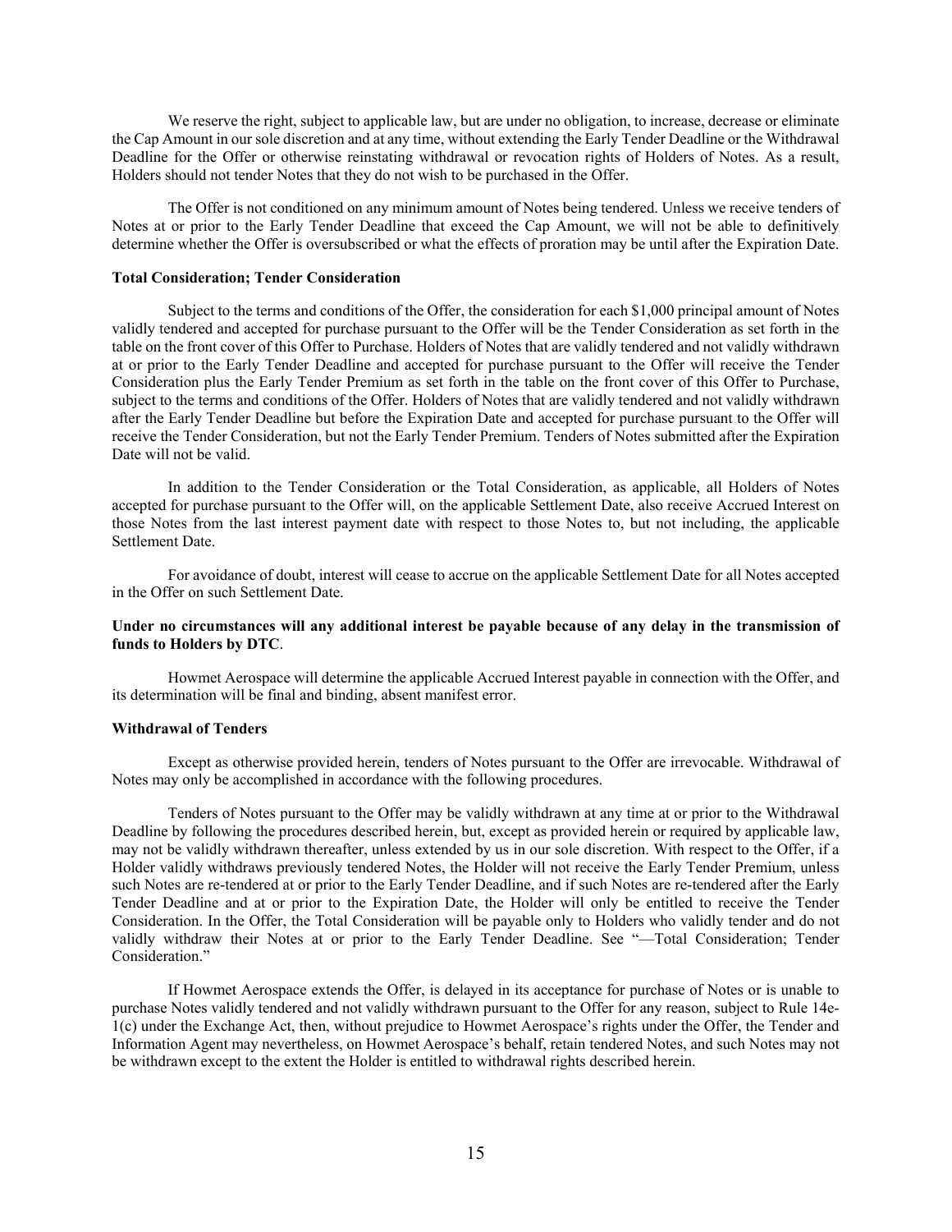We reserve the right, subject to applicable law, but are under no obligation, to increase, decrease or eliminate the Cap Amount in our sole discretion and at any time, without extending the Early Tender Deadline or the Withdrawal Deadline for the Offer or otherwise reinstating withdrawal or revocation rights of Holders of Notes. As a result, Holders should not tender Notes that they do not wish to be purchased in the Offer.

The Offer is not conditioned on any minimum amount of Notes being tendered. Unless we receive tenders of Notes at or prior to the Early Tender Deadline that exceed the Cap Amount, we will not be able to definitively determine whether the Offer is oversubscribed or what the effects of proration may be until after the Expiration Date.

**Total Consideration; Tender Consideration**

Subject to the terms and conditions of the Offer, the consideration for each $1,000 principal amount of Notes validly tendered and accepted for purchase pursuant to the Offer will be the Tender Consideration as set forth in the table on the front cover of this Offer to Purchase. Holders of Notes that are validly tendered and not validly withdrawn at or prior to the Early Tender Deadline and accepted for purchase pursuant to the Offer will receive the Tender Consideration plus the Early Tender Premium as set forth in the table on the front cover of this Offer to Purchase, subject to the terms and conditions of the Offer. Holders of Notes that are validly tendered and not validly withdrawn after the Early Tender Deadline but before the Expiration Date and accepted for purchase pursuant to the Offer will receive the Tender Consideration, but not the Early Tender Premium. Tenders of Notes submitted after the Expiration Date will not be valid.

In addition to the Tender Consideration or the Total Consideration, as applicable, all Holders of Notes accepted for purchase pursuant to the Offer will, on the applicable Settlement Date, also receive Accrued Interest on those Notes from the last interest payment date with respect to those Notes to, but not including, the applicable Settlement Date.

For avoidance of doubt, interest will cease to accrue on the applicable Settlement Date for all Notes accepted in the Offer on such Settlement Date.

**Under no circumstances will any additional interest be payable because of any delay in the transmission of funds to Holders by DTC**.

Howmet Aerospace will determine the applicable Accrued Interest payable in connection with the Offer, and its determination will be final and binding, absent manifest error.

**Withdrawal of Tenders**

Except as otherwise provided herein, tenders of Notes pursuant to the Offer are irrevocable. Withdrawal of Notes may only be accomplished in accordance with the following procedures.

Tenders of Notes pursuant to the Offer may be validly withdrawn at any time at or prior to the Withdrawal Deadline by following the procedures described herein, but, except as provided herein or required by applicable law, may not be validly withdrawn thereafter, unless extended by us in our sole discretion. With respect to the Offer, if a Holder validly withdraws previously tendered Notes, the Holder will not receive the Early Tender Premium, unless such Notes are re-tendered at or prior to the Early Tender Deadline, and if such Notes are re-tendered after the Early Tender Deadline and at or prior to the Expiration Date, the Holder will only be entitled to receive the Tender Consideration. In the Offer, the Total Consideration will be payable only to Holders who validly tender and do not validly withdraw their Notes at or prior to the Early Tender Deadline. See "—Total Consideration; Tender Consideration."

If Howmet Aerospace extends the Offer, is delayed in its acceptance for purchase of Notes or is unable to purchase Notes validly tendered and not validly withdrawn pursuant to the Offer for any reason, subject to Rule 14e-1(c) under the Exchange Act, then, without prejudice to Howmet Aerospace's rights under the Offer, the Tender and Information Agent may nevertheless, on Howmet Aerospace's behalf, retain tendered Notes, and such Notes may not be withdrawn except to the extent the Holder is entitled to withdrawal rights described herein.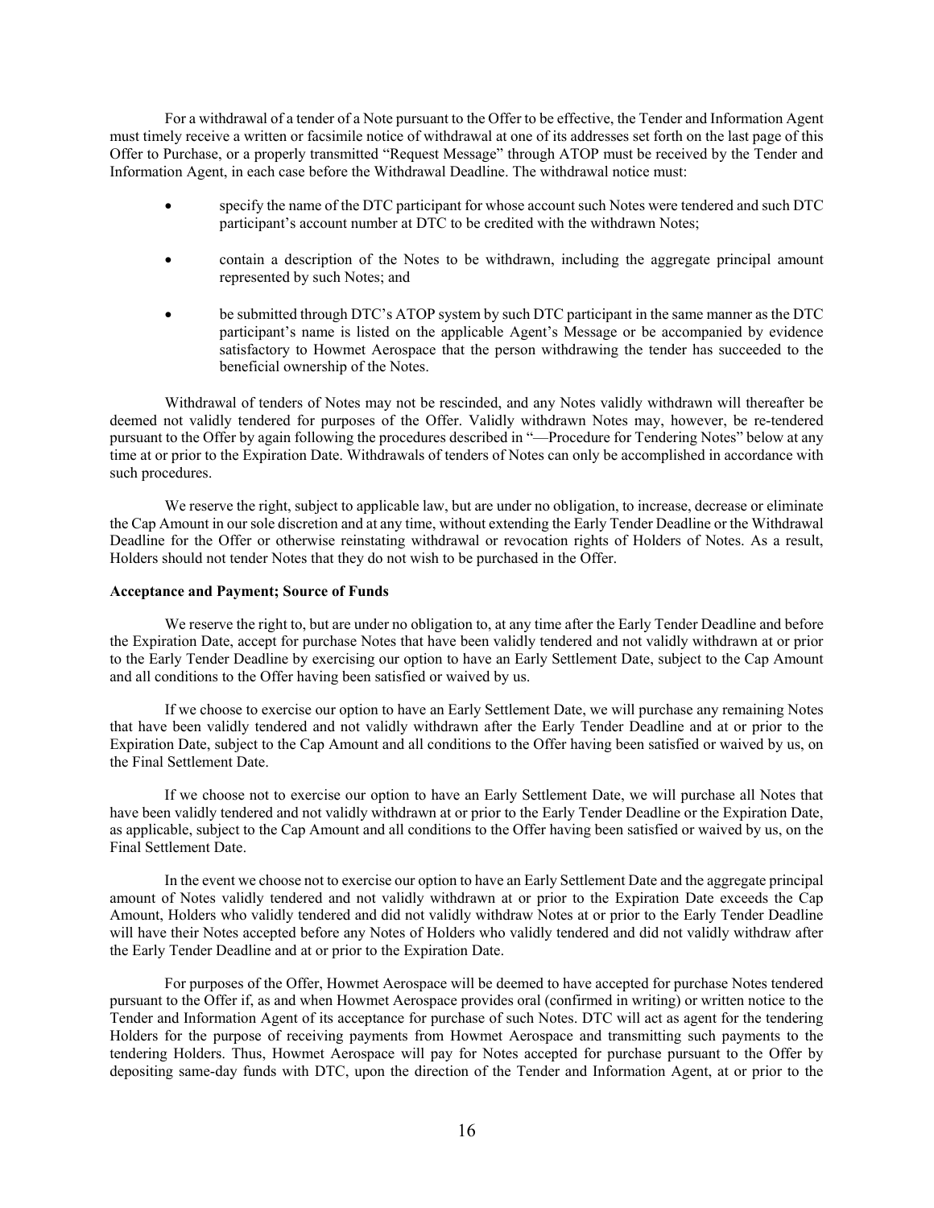For a withdrawal of a tender of a Note pursuant to the Offer to be effective, the Tender and Information Agent must timely receive a written or facsimile notice of withdrawal at one of its addresses set forth on the last page of this Offer to Purchase, or a properly transmitted "Request Message" through ATOP must be received by the Tender and Information Agent, in each case before the Withdrawal Deadline. The withdrawal notice must:

- specify the name of the DTC participant for whose account such Notes were tendered and such DTC participant's account number at DTC to be credited with the withdrawn Notes;
- contain a description of the Notes to be withdrawn, including the aggregate principal amount represented by such Notes; and
- be submitted through DTC's ATOP system by such DTC participant in the same manner as the DTC participant's name is listed on the applicable Agent's Message or be accompanied by evidence satisfactory to Howmet Aerospace that the person withdrawing the tender has succeeded to the beneficial ownership of the Notes.

Withdrawal of tenders of Notes may not be rescinded, and any Notes validly withdrawn will thereafter be deemed not validly tendered for purposes of the Offer. Validly withdrawn Notes may, however, be re-tendered pursuant to the Offer by again following the procedures described in "—Procedure for Tendering Notes" below at any time at or prior to the Expiration Date. Withdrawals of tenders of Notes can only be accomplished in accordance with such procedures.

We reserve the right, subject to applicable law, but are under no obligation, to increase, decrease or eliminate the Cap Amount in our sole discretion and at any time, without extending the Early Tender Deadline or the Withdrawal Deadline for the Offer or otherwise reinstating withdrawal or revocation rights of Holders of Notes. As a result, Holders should not tender Notes that they do not wish to be purchased in the Offer.

**Acceptance and Payment; Source of Funds**

We reserve the right to, but are under no obligation to, at any time after the Early Tender Deadline and before the Expiration Date, accept for purchase Notes that have been validly tendered and not validly withdrawn at or prior to the Early Tender Deadline by exercising our option to have an Early Settlement Date, subject to the Cap Amount and all conditions to the Offer having been satisfied or waived by us.

If we choose to exercise our option to have an Early Settlement Date, we will purchase any remaining Notes that have been validly tendered and not validly withdrawn after the Early Tender Deadline and at or prior to the Expiration Date, subject to the Cap Amount and all conditions to the Offer having been satisfied or waived by us, on the Final Settlement Date.

If we choose not to exercise our option to have an Early Settlement Date, we will purchase all Notes that have been validly tendered and not validly withdrawn at or prior to the Early Tender Deadline or the Expiration Date, as applicable, subject to the Cap Amount and all conditions to the Offer having been satisfied or waived by us, on the Final Settlement Date.

In the event we choose not to exercise our option to have an Early Settlement Date and the aggregate principal amount of Notes validly tendered and not validly withdrawn at or prior to the Expiration Date exceeds the Cap Amount, Holders who validly tendered and did not validly withdraw Notes at or prior to the Early Tender Deadline will have their Notes accepted before any Notes of Holders who validly tendered and did not validly withdraw after the Early Tender Deadline and at or prior to the Expiration Date.

For purposes of the Offer, Howmet Aerospace will be deemed to have accepted for purchase Notes tendered pursuant to the Offer if, as and when Howmet Aerospace provides oral (confirmed in writing) or written notice to the Tender and Information Agent of its acceptance for purchase of such Notes. DTC will act as agent for the tendering Holders for the purpose of receiving payments from Howmet Aerospace and transmitting such payments to the tendering Holders. Thus, Howmet Aerospace will pay for Notes accepted for purchase pursuant to the Offer by depositing same-day funds with DTC, upon the direction of the Tender and Information Agent, at or prior to the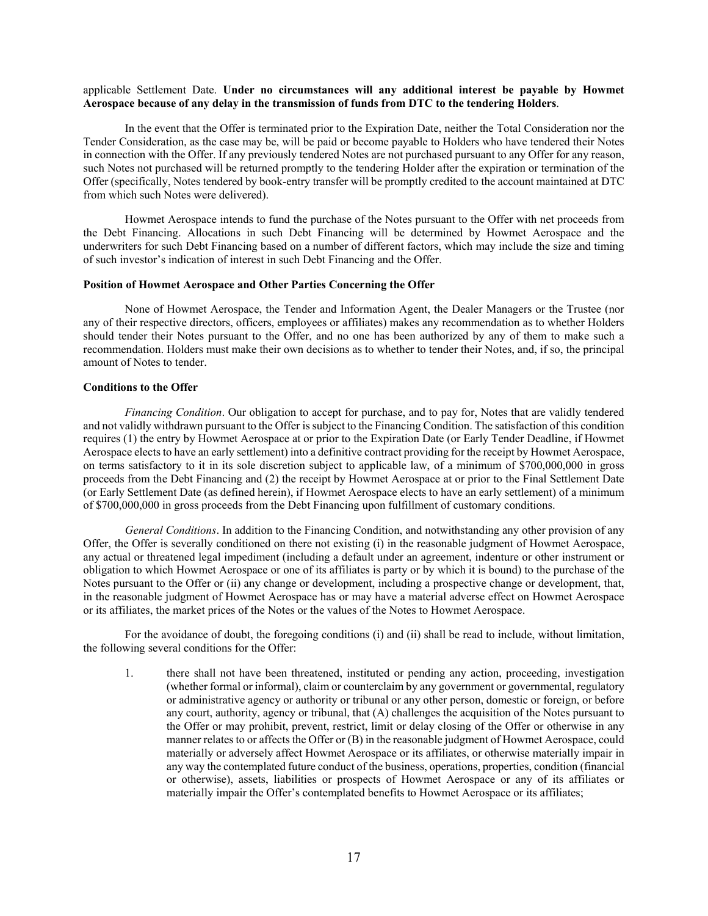applicable Settlement Date. **Under no circumstances will any additional interest be payable by Howmet Aerospace because of any delay in the transmission of funds from DTC to the tendering Holders**.

In the event that the Offer is terminated prior to the Expiration Date, neither the Total Consideration nor the Tender Consideration, as the case may be, will be paid or become payable to Holders who have tendered their Notes in connection with the Offer. If any previously tendered Notes are not purchased pursuant to any Offer for any reason, such Notes not purchased will be returned promptly to the tendering Holder after the expiration or termination of the Offer (specifically, Notes tendered by book-entry transfer will be promptly credited to the account maintained at DTC from which such Notes were delivered).

Howmet Aerospace intends to fund the purchase of the Notes pursuant to the Offer with net proceeds from the Debt Financing. Allocations in such Debt Financing will be determined by Howmet Aerospace and the underwriters for such Debt Financing based on a number of different factors, which may include the size and timing of such investor's indication of interest in such Debt Financing and the Offer.

**Position of Howmet Aerospace and Other Parties Concerning the Offer**

None of Howmet Aerospace, the Tender and Information Agent, the Dealer Managers or the Trustee (nor any of their respective directors, officers, employees or affiliates) makes any recommendation as to whether Holders should tender their Notes pursuant to the Offer, and no one has been authorized by any of them to make such a recommendation. Holders must make their own decisions as to whether to tender their Notes, and, if so, the principal amount of Notes to tender.

**Conditions to the Offer**

*Financing Condition*. Our obligation to accept for purchase, and to pay for, Notes that are validly tendered and not validly withdrawn pursuant to the Offer is subject to the Financing Condition. The satisfaction of this condition requires (1) the entry by Howmet Aerospace at or prior to the Expiration Date (or Early Tender Deadline, if Howmet Aerospace elects to have an early settlement) into a definitive contract providing for the receipt by Howmet Aerospace, on terms satisfactory to it in its sole discretion subject to applicable law, of a minimum of $700,000,000 in gross proceeds from the Debt Financing and (2) the receipt by Howmet Aerospace at or prior to the Final Settlement Date (or Early Settlement Date (as defined herein), if Howmet Aerospace elects to have an early settlement) of a minimum of $700,000,000 in gross proceeds from the Debt Financing upon fulfillment of customary conditions.

*General Conditions*. In addition to the Financing Condition, and notwithstanding any other provision of any Offer, the Offer is severally conditioned on there not existing (i) in the reasonable judgment of Howmet Aerospace, any actual or threatened legal impediment (including a default under an agreement, indenture or other instrument or obligation to which Howmet Aerospace or one of its affiliates is party or by which it is bound) to the purchase of the Notes pursuant to the Offer or (ii) any change or development, including a prospective change or development, that, in the reasonable judgment of Howmet Aerospace has or may have a material adverse effect on Howmet Aerospace or its affiliates, the market prices of the Notes or the values of the Notes to Howmet Aerospace.

For the avoidance of doubt, the foregoing conditions (i) and (ii) shall be read to include, without limitation, the following several conditions for the Offer:

1. there shall not have been threatened, instituted or pending any action, proceeding, investigation (whether formal or informal), claim or counterclaim by any government or governmental, regulatory or administrative agency or authority or tribunal or any other person, domestic or foreign, or before any court, authority, agency or tribunal, that (A) challenges the acquisition of the Notes pursuant to the Offer or may prohibit, prevent, restrict, limit or delay closing of the Offer or otherwise in any manner relates to or affects the Offer or (B) in the reasonable judgment of Howmet Aerospace, could materially or adversely affect Howmet Aerospace or its affiliates, or otherwise materially impair in any way the contemplated future conduct of the business, operations, properties, condition (financial or otherwise), assets, liabilities or prospects of Howmet Aerospace or any of its affiliates or materially impair the Offer's contemplated benefits to Howmet Aerospace or its affiliates;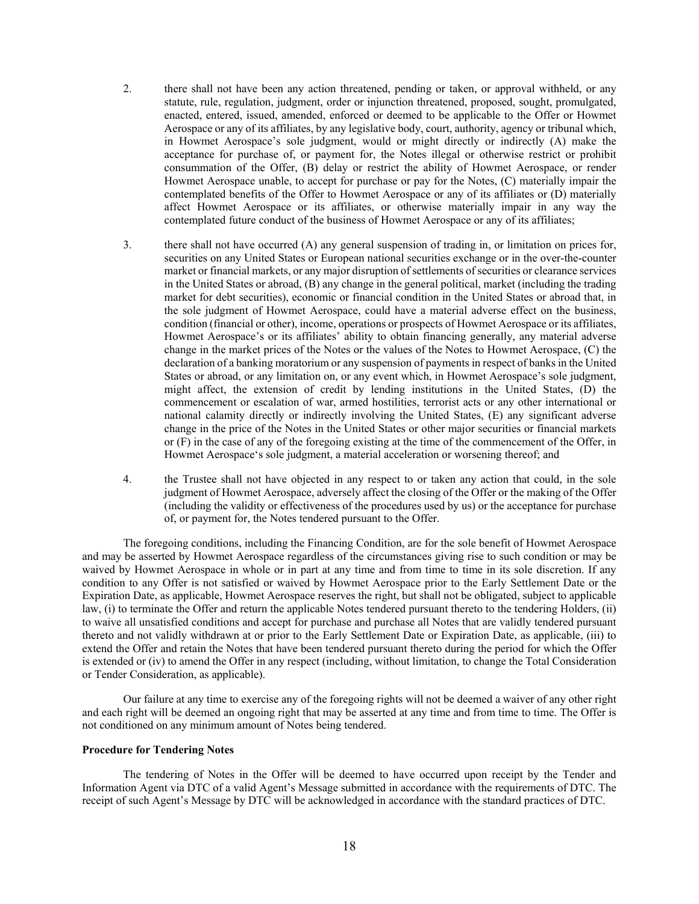2. there shall not have been any action threatened, pending or taken, or approval withheld, or any statute, rule, regulation, judgment, order or injunction threatened, proposed, sought, promulgated, enacted, entered, issued, amended, enforced or deemed to be applicable to the Offer or Howmet Aerospace or any of its affiliates, by any legislative body, court, authority, agency or tribunal which, in Howmet Aerospace's sole judgment, would or might directly or indirectly (A) make the acceptance for purchase of, or payment for, the Notes illegal or otherwise restrict or prohibit consummation of the Offer, (B) delay or restrict the ability of Howmet Aerospace, or render Howmet Aerospace unable, to accept for purchase or pay for the Notes, (C) materially impair the contemplated benefits of the Offer to Howmet Aerospace or any of its affiliates or (D) materially affect Howmet Aerospace or its affiliates, or otherwise materially impair in any way the contemplated future conduct of the business of Howmet Aerospace or any of its affiliates;

3. there shall not have occurred (A) any general suspension of trading in, or limitation on prices for, securities on any United States or European national securities exchange or in the over-the-counter market or financial markets, or any major disruption of settlements of securities or clearance services in the United States or abroad, (B) any change in the general political, market (including the trading market for debt securities), economic or financial condition in the United States or abroad that, in the sole judgment of Howmet Aerospace, could have a material adverse effect on the business, condition (financial or other), income, operations or prospects of Howmet Aerospace or its affiliates, Howmet Aerospace's or its affiliates' ability to obtain financing generally, any material adverse change in the market prices of the Notes or the values of the Notes to Howmet Aerospace, (C) the declaration of a banking moratorium or any suspension of payments in respect of banks in the United States or abroad, or any limitation on, or any event which, in Howmet Aerospace's sole judgment, might affect, the extension of credit by lending institutions in the United States, (D) the commencement or escalation of war, armed hostilities, terrorist acts or any other international or national calamity directly or indirectly involving the United States, (E) any significant adverse change in the price of the Notes in the United States or other major securities or financial markets or (F) in the case of any of the foregoing existing at the time of the commencement of the Offer, in Howmet Aerospace's sole judgment, a material acceleration or worsening thereof; and

4. the Trustee shall not have objected in any respect to or taken any action that could, in the sole judgment of Howmet Aerospace, adversely affect the closing of the Offer or the making of the Offer (including the validity or effectiveness of the procedures used by us) or the acceptance for purchase of, or payment for, the Notes tendered pursuant to the Offer.

The foregoing conditions, including the Financing Condition, are for the sole benefit of Howmet Aerospace and may be asserted by Howmet Aerospace regardless of the circumstances giving rise to such condition or may be waived by Howmet Aerospace in whole or in part at any time and from time to time in its sole discretion. If any condition to any Offer is not satisfied or waived by Howmet Aerospace prior to the Early Settlement Date or the Expiration Date, as applicable, Howmet Aerospace reserves the right, but shall not be obligated, subject to applicable law, (i) to terminate the Offer and return the applicable Notes tendered pursuant thereto to the tendering Holders, (ii) to waive all unsatisfied conditions and accept for purchase and purchase all Notes that are validly tendered pursuant thereto and not validly withdrawn at or prior to the Early Settlement Date or Expiration Date, as applicable, (iii) to extend the Offer and retain the Notes that have been tendered pursuant thereto during the period for which the Offer is extended or (iv) to amend the Offer in any respect (including, without limitation, to change the Total Consideration or Tender Consideration, as applicable).

Our failure at any time to exercise any of the foregoing rights will not be deemed a waiver of any other right and each right will be deemed an ongoing right that may be asserted at any time and from time to time. The Offer is not conditioned on any minimum amount of Notes being tendered.

**Procedure for Tendering Notes**

The tendering of Notes in the Offer will be deemed to have occurred upon receipt by the Tender and Information Agent via DTC of a valid Agent's Message submitted in accordance with the requirements of DTC. The receipt of such Agent's Message by DTC will be acknowledged in accordance with the standard practices of DTC.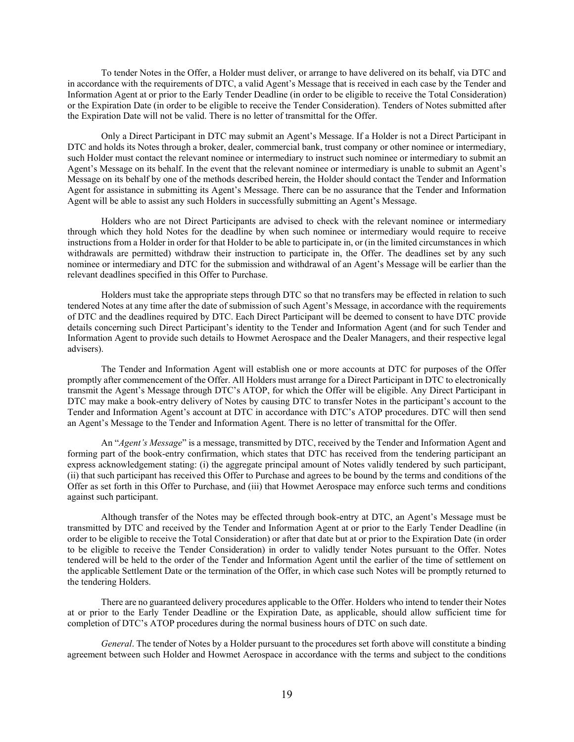To tender Notes in the Offer, a Holder must deliver, or arrange to have delivered on its behalf, via DTC and in accordance with the requirements of DTC, a valid Agent's Message that is received in each case by the Tender and Information Agent at or prior to the Early Tender Deadline (in order to be eligible to receive the Total Consideration) or the Expiration Date (in order to be eligible to receive the Tender Consideration). Tenders of Notes submitted after the Expiration Date will not be valid. There is no letter of transmittal for the Offer.

Only a Direct Participant in DTC may submit an Agent's Message. If a Holder is not a Direct Participant in DTC and holds its Notes through a broker, dealer, commercial bank, trust company or other nominee or intermediary, such Holder must contact the relevant nominee or intermediary to instruct such nominee or intermediary to submit an Agent's Message on its behalf. In the event that the relevant nominee or intermediary is unable to submit an Agent's Message on its behalf by one of the methods described herein, the Holder should contact the Tender and Information Agent for assistance in submitting its Agent's Message. There can be no assurance that the Tender and Information Agent will be able to assist any such Holders in successfully submitting an Agent's Message.

Holders who are not Direct Participants are advised to check with the relevant nominee or intermediary through which they hold Notes for the deadline by when such nominee or intermediary would require to receive instructions from a Holder in order for that Holder to be able to participate in, or (in the limited circumstances in which withdrawals are permitted) withdraw their instruction to participate in, the Offer. The deadlines set by any such nominee or intermediary and DTC for the submission and withdrawal of an Agent's Message will be earlier than the relevant deadlines specified in this Offer to Purchase.

Holders must take the appropriate steps through DTC so that no transfers may be effected in relation to such tendered Notes at any time after the date of submission of such Agent's Message, in accordance with the requirements of DTC and the deadlines required by DTC. Each Direct Participant will be deemed to consent to have DTC provide details concerning such Direct Participant's identity to the Tender and Information Agent (and for such Tender and Information Agent to provide such details to Howmet Aerospace and the Dealer Managers, and their respective legal advisers).

The Tender and Information Agent will establish one or more accounts at DTC for purposes of the Offer promptly after commencement of the Offer. All Holders must arrange for a Direct Participant in DTC to electronically transmit the Agent's Message through DTC's ATOP, for which the Offer will be eligible. Any Direct Participant in DTC may make a book-entry delivery of Notes by causing DTC to transfer Notes in the participant's account to the Tender and Information Agent's account at DTC in accordance with DTC's ATOP procedures. DTC will then send an Agent's Message to the Tender and Information Agent. There is no letter of transmittal for the Offer.

An "*Agent's Message*" is a message, transmitted by DTC, received by the Tender and Information Agent and forming part of the book-entry confirmation, which states that DTC has received from the tendering participant an express acknowledgement stating: (i) the aggregate principal amount of Notes validly tendered by such participant, (ii) that such participant has received this Offer to Purchase and agrees to be bound by the terms and conditions of the Offer as set forth in this Offer to Purchase, and (iii) that Howmet Aerospace may enforce such terms and conditions against such participant.

Although transfer of the Notes may be effected through book-entry at DTC, an Agent's Message must be transmitted by DTC and received by the Tender and Information Agent at or prior to the Early Tender Deadline (in order to be eligible to receive the Total Consideration) or after that date but at or prior to the Expiration Date (in order to be eligible to receive the Tender Consideration) in order to validly tender Notes pursuant to the Offer. Notes tendered will be held to the order of the Tender and Information Agent until the earlier of the time of settlement on the applicable Settlement Date or the termination of the Offer, in which case such Notes will be promptly returned to the tendering Holders.

There are no guaranteed delivery procedures applicable to the Offer. Holders who intend to tender their Notes at or prior to the Early Tender Deadline or the Expiration Date, as applicable, should allow sufficient time for completion of DTC's ATOP procedures during the normal business hours of DTC on such date.

*General*. The tender of Notes by a Holder pursuant to the procedures set forth above will constitute a binding agreement between such Holder and Howmet Aerospace in accordance with the terms and subject to the conditions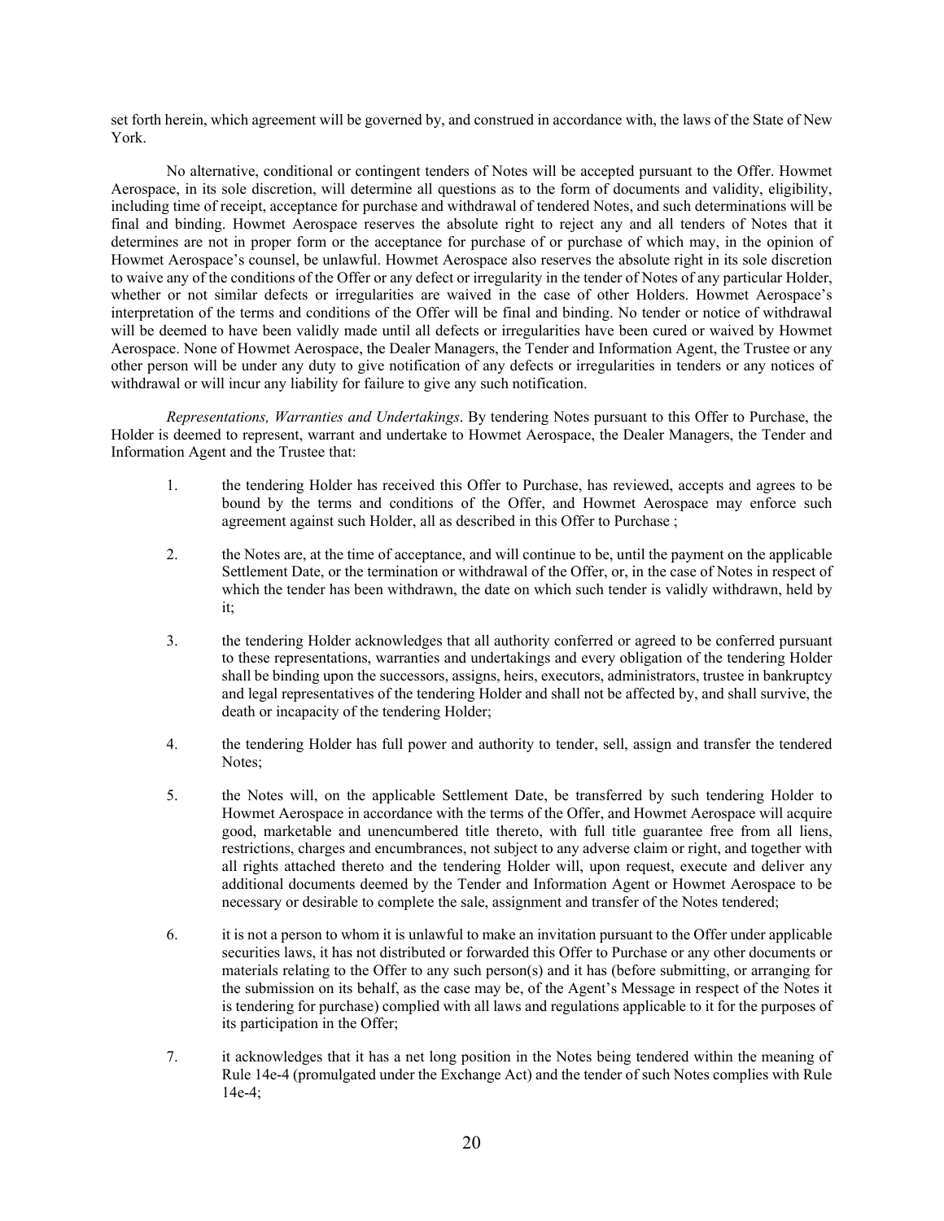set forth herein, which agreement will be governed by, and construed in accordance with, the laws of the State of New York.

No alternative, conditional or contingent tenders of Notes will be accepted pursuant to the Offer. Howmet Aerospace, in its sole discretion, will determine all questions as to the form of documents and validity, eligibility, including time of receipt, acceptance for purchase and withdrawal of tendered Notes, and such determinations will be final and binding. Howmet Aerospace reserves the absolute right to reject any and all tenders of Notes that it determines are not in proper form or the acceptance for purchase of or purchase of which may, in the opinion of Howmet Aerospace's counsel, be unlawful. Howmet Aerospace also reserves the absolute right in its sole discretion to waive any of the conditions of the Offer or any defect or irregularity in the tender of Notes of any particular Holder, whether or not similar defects or irregularities are waived in the case of other Holders. Howmet Aerospace's interpretation of the terms and conditions of the Offer will be final and binding. No tender or notice of withdrawal will be deemed to have been validly made until all defects or irregularities have been cured or waived by Howmet Aerospace. None of Howmet Aerospace, the Dealer Managers, the Tender and Information Agent, the Trustee or any other person will be under any duty to give notification of any defects or irregularities in tenders or any notices of withdrawal or will incur any liability for failure to give any such notification.

*Representations, Warranties and Undertakings*. By tendering Notes pursuant to this Offer to Purchase, the Holder is deemed to represent, warrant and undertake to Howmet Aerospace, the Dealer Managers, the Tender and Information Agent and the Trustee that:

1. the tendering Holder has received this Offer to Purchase, has reviewed, accepts and agrees to be bound by the terms and conditions of the Offer, and Howmet Aerospace may enforce such agreement against such Holder, all as described in this Offer to Purchase ;

2. the Notes are, at the time of acceptance, and will continue to be, until the payment on the applicable Settlement Date, or the termination or withdrawal of the Offer, or, in the case of Notes in respect of which the tender has been withdrawn, the date on which such tender is validly withdrawn, held by it;

3. the tendering Holder acknowledges that all authority conferred or agreed to be conferred pursuant to these representations, warranties and undertakings and every obligation of the tendering Holder shall be binding upon the successors, assigns, heirs, executors, administrators, trustee in bankruptcy and legal representatives of the tendering Holder and shall not be affected by, and shall survive, the death or incapacity of the tendering Holder;

4. the tendering Holder has full power and authority to tender, sell, assign and transfer the tendered Notes;

5. the Notes will, on the applicable Settlement Date, be transferred by such tendering Holder to Howmet Aerospace in accordance with the terms of the Offer, and Howmet Aerospace will acquire good, marketable and unencumbered title thereto, with full title guarantee free from all liens, restrictions, charges and encumbrances, not subject to any adverse claim or right, and together with all rights attached thereto and the tendering Holder will, upon request, execute and deliver any additional documents deemed by the Tender and Information Agent or Howmet Aerospace to be necessary or desirable to complete the sale, assignment and transfer of the Notes tendered;

6. it is not a person to whom it is unlawful to make an invitation pursuant to the Offer under applicable securities laws, it has not distributed or forwarded this Offer to Purchase or any other documents or materials relating to the Offer to any such person(s) and it has (before submitting, or arranging for the submission on its behalf, as the case may be, of the Agent's Message in respect of the Notes it is tendering for purchase) complied with all laws and regulations applicable to it for the purposes of its participation in the Offer;

7. it acknowledges that it has a net long position in the Notes being tendered within the meaning of Rule 14e-4 (promulgated under the Exchange Act) and the tender of such Notes complies with Rule 14e-4;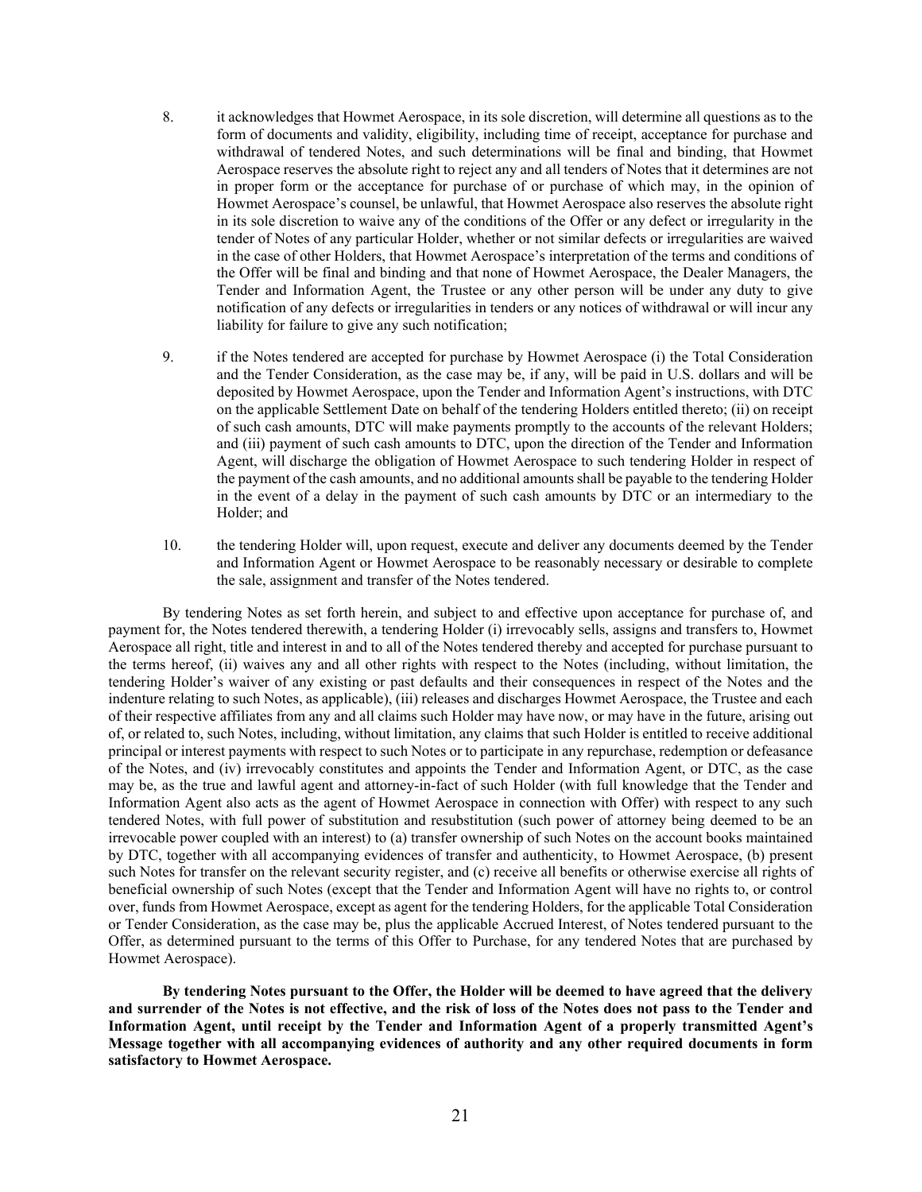8. it acknowledges that Howmet Aerospace, in its sole discretion, will determine all questions as to the form of documents and validity, eligibility, including time of receipt, acceptance for purchase and withdrawal of tendered Notes, and such determinations will be final and binding, that Howmet Aerospace reserves the absolute right to reject any and all tenders of Notes that it determines are not in proper form or the acceptance for purchase of or purchase of which may, in the opinion of Howmet Aerospace's counsel, be unlawful, that Howmet Aerospace also reserves the absolute right in its sole discretion to waive any of the conditions of the Offer or any defect or irregularity in the tender of Notes of any particular Holder, whether or not similar defects or irregularities are waived in the case of other Holders, that Howmet Aerospace's interpretation of the terms and conditions of the Offer will be final and binding and that none of Howmet Aerospace, the Dealer Managers, the Tender and Information Agent, the Trustee or any other person will be under any duty to give notification of any defects or irregularities in tenders or any notices of withdrawal or will incur any liability for failure to give any such notification;

9. if the Notes tendered are accepted for purchase by Howmet Aerospace (i) the Total Consideration and the Tender Consideration, as the case may be, if any, will be paid in U.S. dollars and will be deposited by Howmet Aerospace, upon the Tender and Information Agent's instructions, with DTC on the applicable Settlement Date on behalf of the tendering Holders entitled thereto; (ii) on receipt of such cash amounts, DTC will make payments promptly to the accounts of the relevant Holders; and (iii) payment of such cash amounts to DTC, upon the direction of the Tender and Information Agent, will discharge the obligation of Howmet Aerospace to such tendering Holder in respect of the payment of the cash amounts, and no additional amounts shall be payable to the tendering Holder in the event of a delay in the payment of such cash amounts by DTC or an intermediary to the Holder; and

10. the tendering Holder will, upon request, execute and deliver any documents deemed by the Tender and Information Agent or Howmet Aerospace to be reasonably necessary or desirable to complete the sale, assignment and transfer of the Notes tendered.

By tendering Notes as set forth herein, and subject to and effective upon acceptance for purchase of, and payment for, the Notes tendered therewith, a tendering Holder (i) irrevocably sells, assigns and transfers to, Howmet Aerospace all right, title and interest in and to all of the Notes tendered thereby and accepted for purchase pursuant to the terms hereof, (ii) waives any and all other rights with respect to the Notes (including, without limitation, the tendering Holder's waiver of any existing or past defaults and their consequences in respect of the Notes and the indenture relating to such Notes, as applicable), (iii) releases and discharges Howmet Aerospace, the Trustee and each of their respective affiliates from any and all claims such Holder may have now, or may have in the future, arising out of, or related to, such Notes, including, without limitation, any claims that such Holder is entitled to receive additional principal or interest payments with respect to such Notes or to participate in any repurchase, redemption or defeasance of the Notes, and (iv) irrevocably constitutes and appoints the Tender and Information Agent, or DTC, as the case may be, as the true and lawful agent and attorney-in-fact of such Holder (with full knowledge that the Tender and Information Agent also acts as the agent of Howmet Aerospace in connection with Offer) with respect to any such tendered Notes, with full power of substitution and resubstitution (such power of attorney being deemed to be an irrevocable power coupled with an interest) to (a) transfer ownership of such Notes on the account books maintained by DTC, together with all accompanying evidences of transfer and authenticity, to Howmet Aerospace, (b) present such Notes for transfer on the relevant security register, and (c) receive all benefits or otherwise exercise all rights of beneficial ownership of such Notes (except that the Tender and Information Agent will have no rights to, or control over, funds from Howmet Aerospace, except as agent for the tendering Holders, for the applicable Total Consideration or Tender Consideration, as the case may be, plus the applicable Accrued Interest, of Notes tendered pursuant to the Offer, as determined pursuant to the terms of this Offer to Purchase, for any tendered Notes that are purchased by Howmet Aerospace).

**By tendering Notes pursuant to the Offer, the Holder will be deemed to have agreed that the delivery and surrender of the Notes is not effective, and the risk of loss of the Notes does not pass to the Tender and Information Agent, until receipt by the Tender and Information Agent of a properly transmitted Agent's Message together with all accompanying evidences of authority and any other required documents in form satisfactory to Howmet Aerospace.**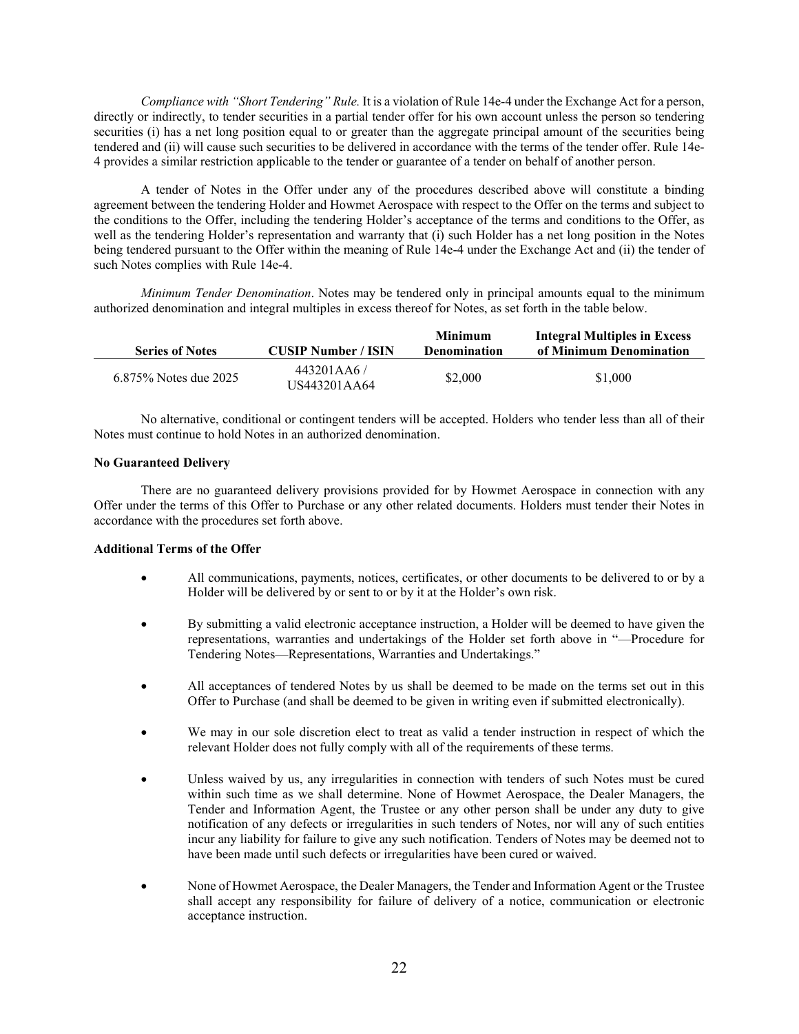*Compliance with "Short Tendering" Rule.* It is a violation of Rule 14e-4 under the Exchange Act for a person, directly or indirectly, to tender securities in a partial tender offer for his own account unless the person so tendering securities (i) has a net long position equal to or greater than the aggregate principal amount of the securities being tendered and (ii) will cause such securities to be delivered in accordance with the terms of the tender offer. Rule 14e-4 provides a similar restriction applicable to the tender or guarantee of a tender on behalf of another person.

A tender of Notes in the Offer under any of the procedures described above will constitute a binding agreement between the tendering Holder and Howmet Aerospace with respect to the Offer on the terms and subject to the conditions to the Offer, including the tendering Holder's acceptance of the terms and conditions to the Offer, as well as the tendering Holder's representation and warranty that (i) such Holder has a net long position in the Notes being tendered pursuant to the Offer within the meaning of Rule 14e-4 under the Exchange Act and (ii) the tender of such Notes complies with Rule 14e-4.

*Minimum Tender Denomination*. Notes may be tendered only in principal amounts equal to the minimum authorized denomination and integral multiples in excess thereof for Notes, as set forth in the table below.

| Series of Notes | CUSIP Number / ISIN | Minimum Denomination | Integral Multiples in Excess of Minimum Denomination |
|---|---|---|---|
| 6.875% Notes due 2025 | 443201AA6 / US443201AA64 | $2,000 | $1,000 |

No alternative, conditional or contingent tenders will be accepted. Holders who tender less than all of their Notes must continue to hold Notes in an authorized denomination.

**No Guaranteed Delivery**

There are no guaranteed delivery provisions provided for by Howmet Aerospace in connection with any Offer under the terms of this Offer to Purchase or any other related documents. Holders must tender their Notes in accordance with the procedures set forth above.

**Additional Terms of the Offer**

- All communications, payments, notices, certificates, or other documents to be delivered to or by a Holder will be delivered by or sent to or by it at the Holder's own risk.
- By submitting a valid electronic acceptance instruction, a Holder will be deemed to have given the representations, warranties and undertakings of the Holder set forth above in "—Procedure for Tendering Notes—Representations, Warranties and Undertakings."
- All acceptances of tendered Notes by us shall be deemed to be made on the terms set out in this Offer to Purchase (and shall be deemed to be given in writing even if submitted electronically).
- We may in our sole discretion elect to treat as valid a tender instruction in respect of which the relevant Holder does not fully comply with all of the requirements of these terms.
- Unless waived by us, any irregularities in connection with tenders of such Notes must be cured within such time as we shall determine. None of Howmet Aerospace, the Dealer Managers, the Tender and Information Agent, the Trustee or any other person shall be under any duty to give notification of any defects or irregularities in such tenders of Notes, nor will any of such entities incur any liability for failure to give any such notification. Tenders of Notes may be deemed not to have been made until such defects or irregularities have been cured or waived.
- None of Howmet Aerospace, the Dealer Managers, the Tender and Information Agent or the Trustee shall accept any responsibility for failure of delivery of a notice, communication or electronic acceptance instruction.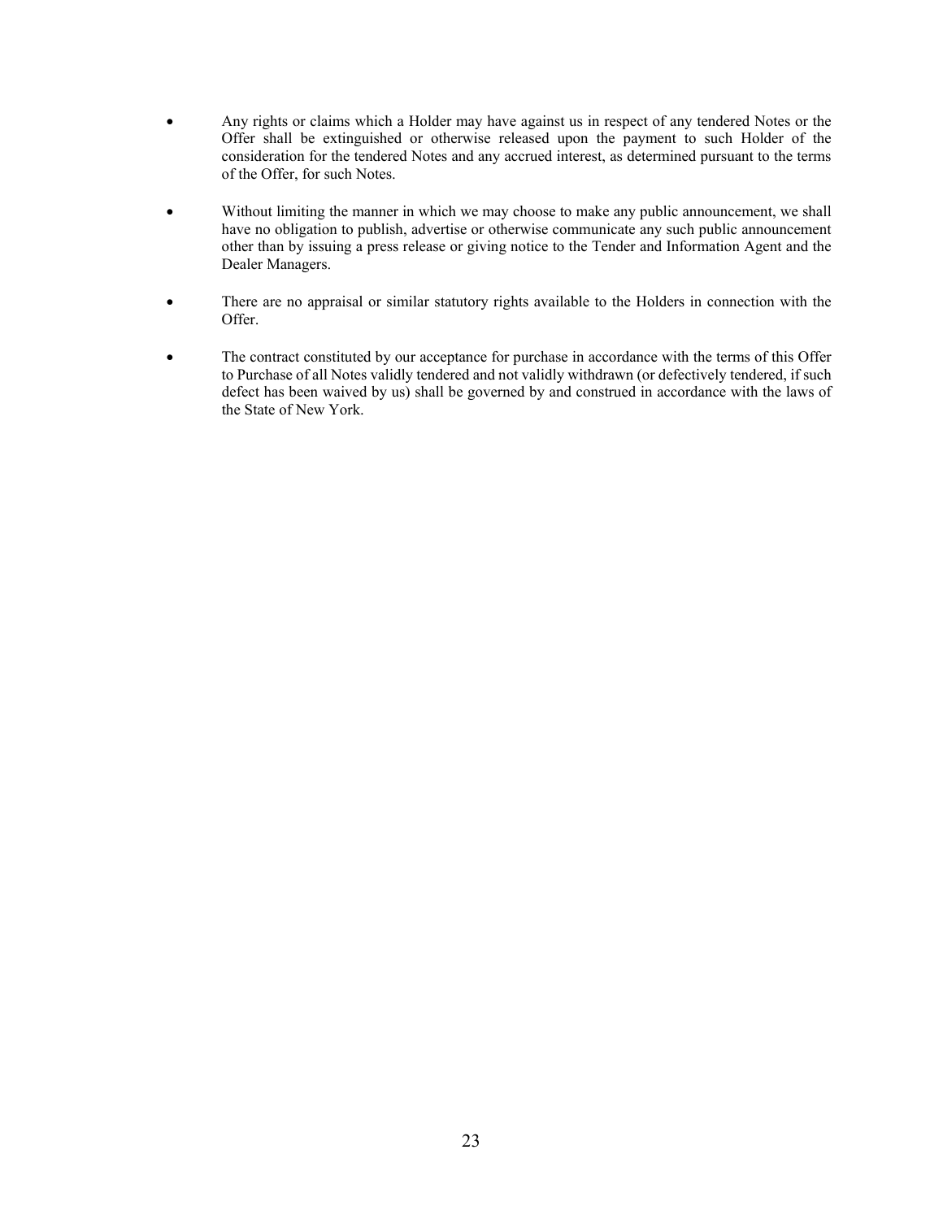- Any rights or claims which a Holder may have against us in respect of any tendered Notes or the Offer shall be extinguished or otherwise released upon the payment to such Holder of the consideration for the tendered Notes and any accrued interest, as determined pursuant to the terms of the Offer, for such Notes.

- Without limiting the manner in which we may choose to make any public announcement, we shall have no obligation to publish, advertise or otherwise communicate any such public announcement other than by issuing a press release or giving notice to the Tender and Information Agent and the Dealer Managers.

- There are no appraisal or similar statutory rights available to the Holders in connection with the Offer.

- The contract constituted by our acceptance for purchase in accordance with the terms of this Offer to Purchase of all Notes validly tendered and not validly withdrawn (or defectively tendered, if such defect has been waived by us) shall be governed by and construed in accordance with the laws of the State of New York.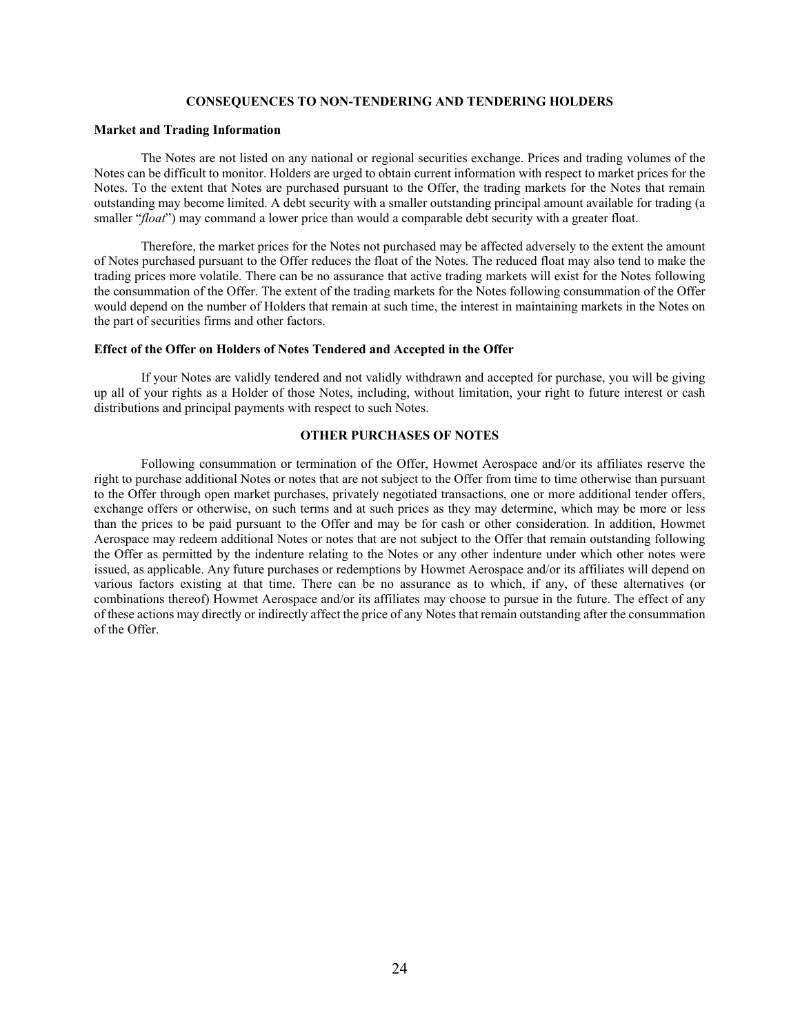## CONSEQUENCES TO NON-TENDERING AND TENDERING HOLDERS

**Market and Trading Information**

The Notes are not listed on any national or regional securities exchange. Prices and trading volumes of the Notes can be difficult to monitor. Holders are urged to obtain current information with respect to market prices for the Notes. To the extent that Notes are purchased pursuant to the Offer, the trading markets for the Notes that remain outstanding may become limited. A debt security with a smaller outstanding principal amount available for trading (a smaller "*float*") may command a lower price than would a comparable debt security with a greater float.

Therefore, the market prices for the Notes not purchased may be affected adversely to the extent the amount of Notes purchased pursuant to the Offer reduces the float of the Notes. The reduced float may also tend to make the trading prices more volatile. There can be no assurance that active trading markets will exist for the Notes following the consummation of the Offer. The extent of the trading markets for the Notes following consummation of the Offer would depend on the number of Holders that remain at such time, the interest in maintaining markets in the Notes on the part of securities firms and other factors.

**Effect of the Offer on Holders of Notes Tendered and Accepted in the Offer**

If your Notes are validly tendered and not validly withdrawn and accepted for purchase, you will be giving up all of your rights as a Holder of those Notes, including, without limitation, your right to future interest or cash distributions and principal payments with respect to such Notes.

## OTHER PURCHASES OF NOTES

Following consummation or termination of the Offer, Howmet Aerospace and/or its affiliates reserve the right to purchase additional Notes or notes that are not subject to the Offer from time to time otherwise than pursuant to the Offer through open market purchases, privately negotiated transactions, one or more additional tender offers, exchange offers or otherwise, on such terms and at such prices as they may determine, which may be more or less than the prices to be paid pursuant to the Offer and may be for cash or other consideration. In addition, Howmet Aerospace may redeem additional Notes or notes that are not subject to the Offer that remain outstanding following the Offer as permitted by the indenture relating to the Notes or any other indenture under which other notes were issued, as applicable. Any future purchases or redemptions by Howmet Aerospace and/or its affiliates will depend on various factors existing at that time. There can be no assurance as to which, if any, of these alternatives (or combinations thereof) Howmet Aerospace and/or its affiliates may choose to pursue in the future. The effect of any of these actions may directly or indirectly affect the price of any Notes that remain outstanding after the consummation of the Offer.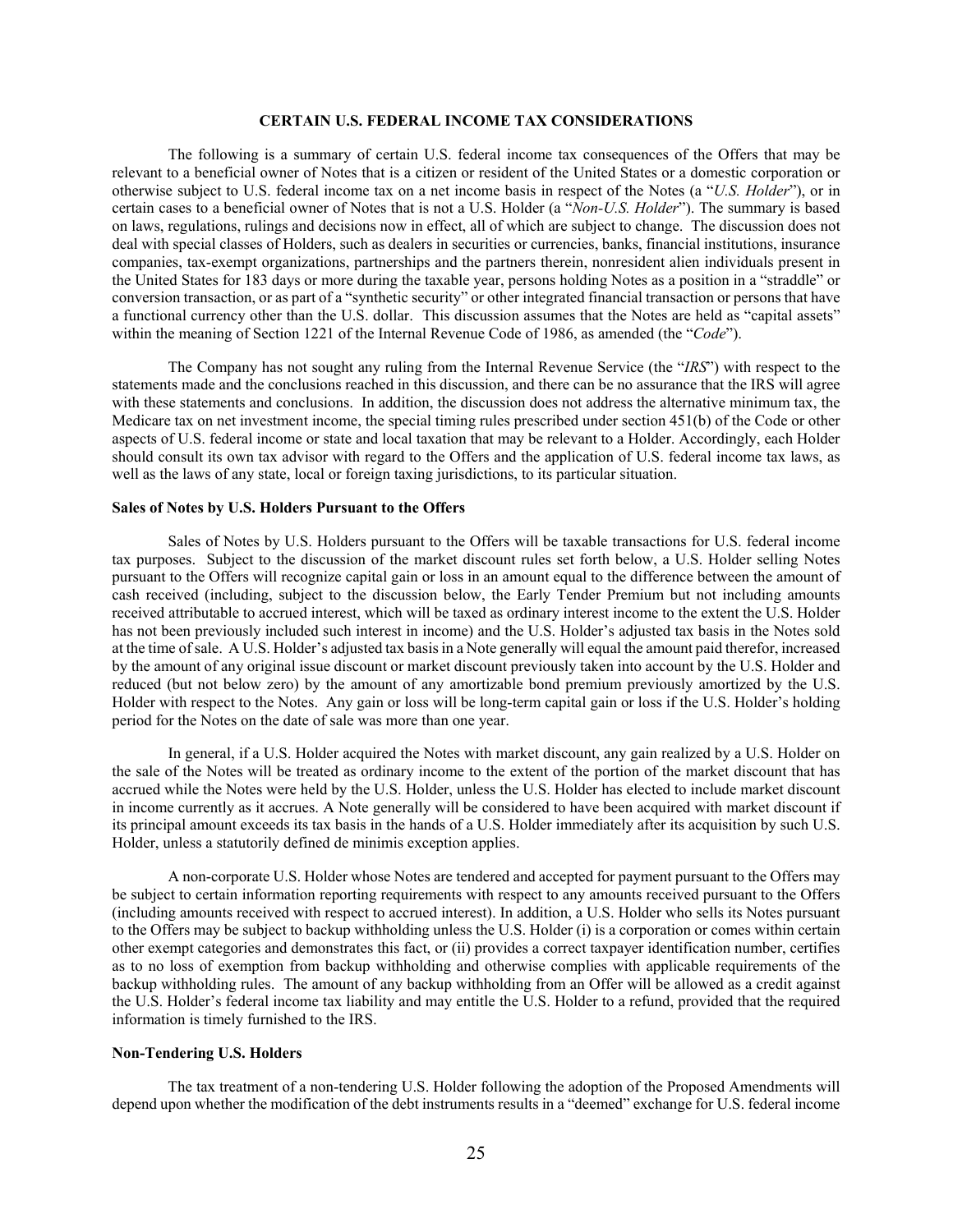## CERTAIN U.S. FEDERAL INCOME TAX CONSIDERATIONS

The following is a summary of certain U.S. federal income tax consequences of the Offers that may be relevant to a beneficial owner of Notes that is a citizen or resident of the United States or a domestic corporation or otherwise subject to U.S. federal income tax on a net income basis in respect of the Notes (a "*U.S. Holder*"), or in certain cases to a beneficial owner of Notes that is not a U.S. Holder (a "*Non-U.S. Holder*"). The summary is based on laws, regulations, rulings and decisions now in effect, all of which are subject to change. The discussion does not deal with special classes of Holders, such as dealers in securities or currencies, banks, financial institutions, insurance companies, tax-exempt organizations, partnerships and the partners therein, nonresident alien individuals present in the United States for 183 days or more during the taxable year, persons holding Notes as a position in a "straddle" or conversion transaction, or as part of a "synthetic security" or other integrated financial transaction or persons that have a functional currency other than the U.S. dollar. This discussion assumes that the Notes are held as "capital assets" within the meaning of Section 1221 of the Internal Revenue Code of 1986, as amended (the "*Code*").

The Company has not sought any ruling from the Internal Revenue Service (the "*IRS*") with respect to the statements made and the conclusions reached in this discussion, and there can be no assurance that the IRS will agree with these statements and conclusions. In addition, the discussion does not address the alternative minimum tax, the Medicare tax on net investment income, the special timing rules prescribed under section 451(b) of the Code or other aspects of U.S. federal income or state and local taxation that may be relevant to a Holder. Accordingly, each Holder should consult its own tax advisor with regard to the Offers and the application of U.S. federal income tax laws, as well as the laws of any state, local or foreign taxing jurisdictions, to its particular situation.

### Sales of Notes by U.S. Holders Pursuant to the Offers

Sales of Notes by U.S. Holders pursuant to the Offers will be taxable transactions for U.S. federal income tax purposes. Subject to the discussion of the market discount rules set forth below, a U.S. Holder selling Notes pursuant to the Offers will recognize capital gain or loss in an amount equal to the difference between the amount of cash received (including, subject to the discussion below, the Early Tender Premium but not including amounts received attributable to accrued interest, which will be taxed as ordinary interest income to the extent the U.S. Holder has not been previously included such interest in income) and the U.S. Holder's adjusted tax basis in the Notes sold at the time of sale. A U.S. Holder's adjusted tax basis in a Note generally will equal the amount paid therefor, increased by the amount of any original issue discount or market discount previously taken into account by the U.S. Holder and reduced (but not below zero) by the amount of any amortizable bond premium previously amortized by the U.S. Holder with respect to the Notes. Any gain or loss will be long-term capital gain or loss if the U.S. Holder's holding period for the Notes on the date of sale was more than one year.

In general, if a U.S. Holder acquired the Notes with market discount, any gain realized by a U.S. Holder on the sale of the Notes will be treated as ordinary income to the extent of the portion of the market discount that has accrued while the Notes were held by the U.S. Holder, unless the U.S. Holder has elected to include market discount in income currently as it accrues. A Note generally will be considered to have been acquired with market discount if its principal amount exceeds its tax basis in the hands of a U.S. Holder immediately after its acquisition by such U.S. Holder, unless a statutorily defined de minimis exception applies.

A non-corporate U.S. Holder whose Notes are tendered and accepted for payment pursuant to the Offers may be subject to certain information reporting requirements with respect to any amounts received pursuant to the Offers (including amounts received with respect to accrued interest). In addition, a U.S. Holder who sells its Notes pursuant to the Offers may be subject to backup withholding unless the U.S. Holder (i) is a corporation or comes within certain other exempt categories and demonstrates this fact, or (ii) provides a correct taxpayer identification number, certifies as to no loss of exemption from backup withholding and otherwise complies with applicable requirements of the backup withholding rules. The amount of any backup withholding from an Offer will be allowed as a credit against the U.S. Holder's federal income tax liability and may entitle the U.S. Holder to a refund, provided that the required information is timely furnished to the IRS.

### Non-Tendering U.S. Holders

The tax treatment of a non-tendering U.S. Holder following the adoption of the Proposed Amendments will depend upon whether the modification of the debt instruments results in a "deemed" exchange for U.S. federal income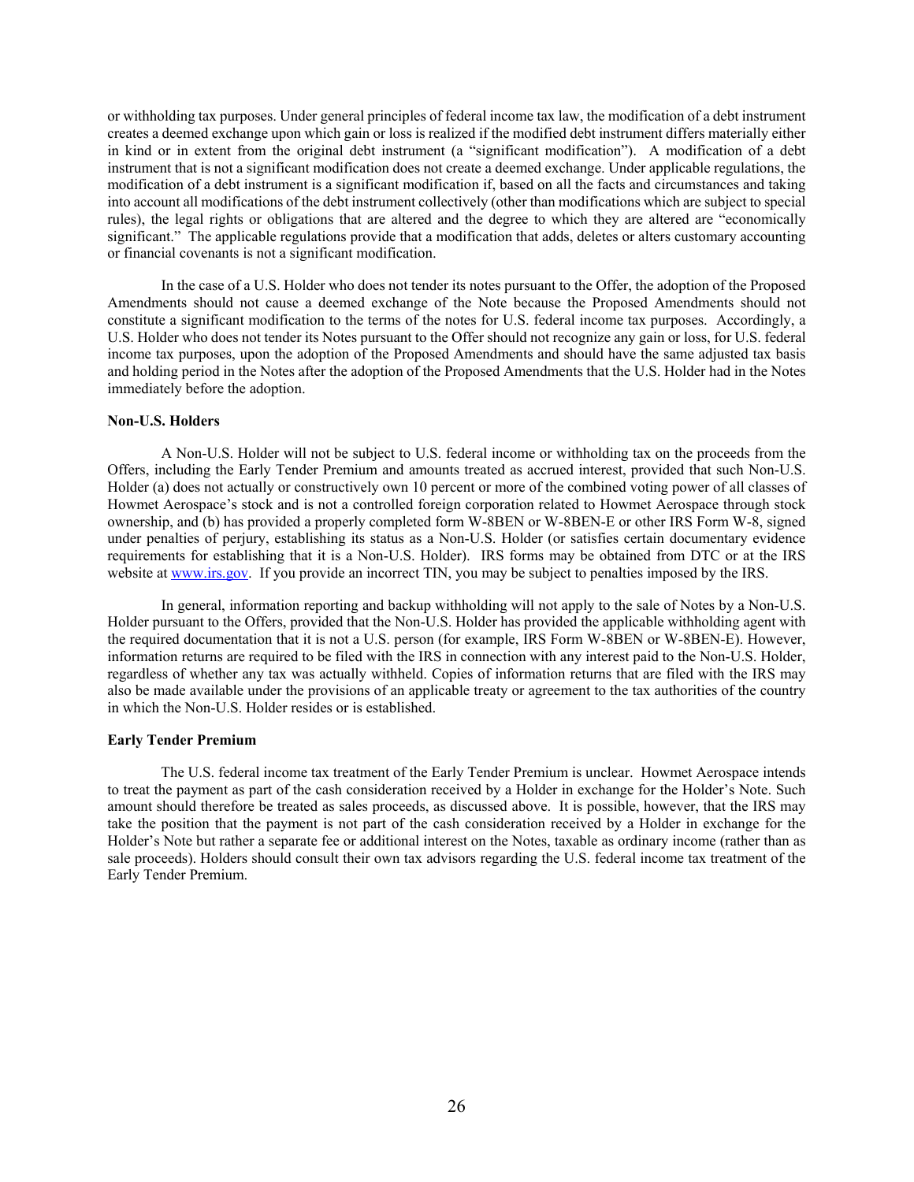or withholding tax purposes. Under general principles of federal income tax law, the modification of a debt instrument creates a deemed exchange upon which gain or loss is realized if the modified debt instrument differs materially either in kind or in extent from the original debt instrument (a "significant modification"). A modification of a debt instrument that is not a significant modification does not create a deemed exchange. Under applicable regulations, the modification of a debt instrument is a significant modification if, based on all the facts and circumstances and taking into account all modifications of the debt instrument collectively (other than modifications which are subject to special rules), the legal rights or obligations that are altered and the degree to which they are altered are "economically significant." The applicable regulations provide that a modification that adds, deletes or alters customary accounting or financial covenants is not a significant modification.

In the case of a U.S. Holder who does not tender its notes pursuant to the Offer, the adoption of the Proposed Amendments should not cause a deemed exchange of the Note because the Proposed Amendments should not constitute a significant modification to the terms of the notes for U.S. federal income tax purposes. Accordingly, a U.S. Holder who does not tender its Notes pursuant to the Offer should not recognize any gain or loss, for U.S. federal income tax purposes, upon the adoption of the Proposed Amendments and should have the same adjusted tax basis and holding period in the Notes after the adoption of the Proposed Amendments that the U.S. Holder had in the Notes immediately before the adoption.

**Non-U.S. Holders**

A Non-U.S. Holder will not be subject to U.S. federal income or withholding tax on the proceeds from the Offers, including the Early Tender Premium and amounts treated as accrued interest, provided that such Non-U.S. Holder (a) does not actually or constructively own 10 percent or more of the combined voting power of all classes of Howmet Aerospace's stock and is not a controlled foreign corporation related to Howmet Aerospace through stock ownership, and (b) has provided a properly completed form W-8BEN or W-8BEN-E or other IRS Form W-8, signed under penalties of perjury, establishing its status as a Non-U.S. Holder (or satisfies certain documentary evidence requirements for establishing that it is a Non-U.S. Holder). IRS forms may be obtained from DTC or at the IRS website at www.irs.gov. If you provide an incorrect TIN, you may be subject to penalties imposed by the IRS.

In general, information reporting and backup withholding will not apply to the sale of Notes by a Non-U.S. Holder pursuant to the Offers, provided that the Non-U.S. Holder has provided the applicable withholding agent with the required documentation that it is not a U.S. person (for example, IRS Form W-8BEN or W-8BEN-E). However, information returns are required to be filed with the IRS in connection with any interest paid to the Non-U.S. Holder, regardless of whether any tax was actually withheld. Copies of information returns that are filed with the IRS may also be made available under the provisions of an applicable treaty or agreement to the tax authorities of the country in which the Non-U.S. Holder resides or is established.

**Early Tender Premium**

The U.S. federal income tax treatment of the Early Tender Premium is unclear. Howmet Aerospace intends to treat the payment as part of the cash consideration received by a Holder in exchange for the Holder's Note. Such amount should therefore be treated as sales proceeds, as discussed above. It is possible, however, that the IRS may take the position that the payment is not part of the cash consideration received by a Holder in exchange for the Holder's Note but rather a separate fee or additional interest on the Notes, taxable as ordinary income (rather than as sale proceeds). Holders should consult their own tax advisors regarding the U.S. federal income tax treatment of the Early Tender Premium.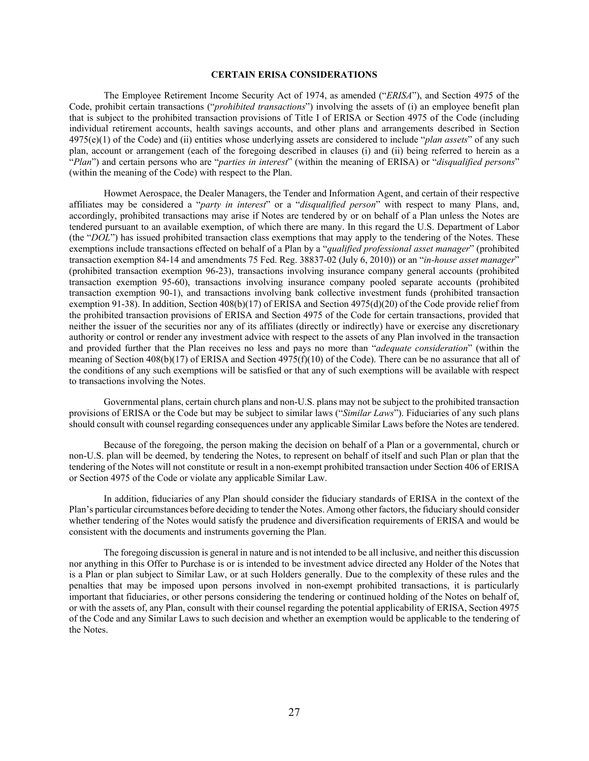## CERTAIN ERISA CONSIDERATIONS

The Employee Retirement Income Security Act of 1974, as amended ("*ERISA*"), and Section 4975 of the Code, prohibit certain transactions ("*prohibited transactions*") involving the assets of (i) an employee benefit plan that is subject to the prohibited transaction provisions of Title I of ERISA or Section 4975 of the Code (including individual retirement accounts, health savings accounts, and other plans and arrangements described in Section 4975(e)(1) of the Code) and (ii) entities whose underlying assets are considered to include "*plan assets*" of any such plan, account or arrangement (each of the foregoing described in clauses (i) and (ii) being referred to herein as a "*Plan*") and certain persons who are "*parties in interest*" (within the meaning of ERISA) or "*disqualified persons*" (within the meaning of the Code) with respect to the Plan.

Howmet Aerospace, the Dealer Managers, the Tender and Information Agent, and certain of their respective affiliates may be considered a "*party in interest*" or a "*disqualified person*" with respect to many Plans, and, accordingly, prohibited transactions may arise if Notes are tendered by or on behalf of a Plan unless the Notes are tendered pursuant to an available exemption, of which there are many. In this regard the U.S. Department of Labor (the "*DOL*") has issued prohibited transaction class exemptions that may apply to the tendering of the Notes. These exemptions include transactions effected on behalf of a Plan by a "*qualified professional asset manager*" (prohibited transaction exemption 84-14 and amendments 75 Fed. Reg. 38837-02 (July 6, 2010)) or an "*in-house asset manager*" (prohibited transaction exemption 96-23), transactions involving insurance company general accounts (prohibited transaction exemption 95-60), transactions involving insurance company pooled separate accounts (prohibited transaction exemption 90-1), and transactions involving bank collective investment funds (prohibited transaction exemption 91-38). In addition, Section 408(b)(17) of ERISA and Section 4975(d)(20) of the Code provide relief from the prohibited transaction provisions of ERISA and Section 4975 of the Code for certain transactions, provided that neither the issuer of the securities nor any of its affiliates (directly or indirectly) have or exercise any discretionary authority or control or render any investment advice with respect to the assets of any Plan involved in the transaction and provided further that the Plan receives no less and pays no more than "*adequate consideration*" (within the meaning of Section 408(b)(17) of ERISA and Section 4975(f)(10) of the Code). There can be no assurance that all of the conditions of any such exemptions will be satisfied or that any of such exemptions will be available with respect to transactions involving the Notes.

Governmental plans, certain church plans and non-U.S. plans may not be subject to the prohibited transaction provisions of ERISA or the Code but may be subject to similar laws ("*Similar Laws*"). Fiduciaries of any such plans should consult with counsel regarding consequences under any applicable Similar Laws before the Notes are tendered.

Because of the foregoing, the person making the decision on behalf of a Plan or a governmental, church or non-U.S. plan will be deemed, by tendering the Notes, to represent on behalf of itself and such Plan or plan that the tendering of the Notes will not constitute or result in a non-exempt prohibited transaction under Section 406 of ERISA or Section 4975 of the Code or violate any applicable Similar Law.

In addition, fiduciaries of any Plan should consider the fiduciary standards of ERISA in the context of the Plan's particular circumstances before deciding to tender the Notes. Among other factors, the fiduciary should consider whether tendering of the Notes would satisfy the prudence and diversification requirements of ERISA and would be consistent with the documents and instruments governing the Plan.

The foregoing discussion is general in nature and is not intended to be all inclusive, and neither this discussion nor anything in this Offer to Purchase is or is intended to be investment advice directed any Holder of the Notes that is a Plan or plan subject to Similar Law, or at such Holders generally. Due to the complexity of these rules and the penalties that may be imposed upon persons involved in non-exempt prohibited transactions, it is particularly important that fiduciaries, or other persons considering the tendering or continued holding of the Notes on behalf of, or with the assets of, any Plan, consult with their counsel regarding the potential applicability of ERISA, Section 4975 of the Code and any Similar Laws to such decision and whether an exemption would be applicable to the tendering of the Notes.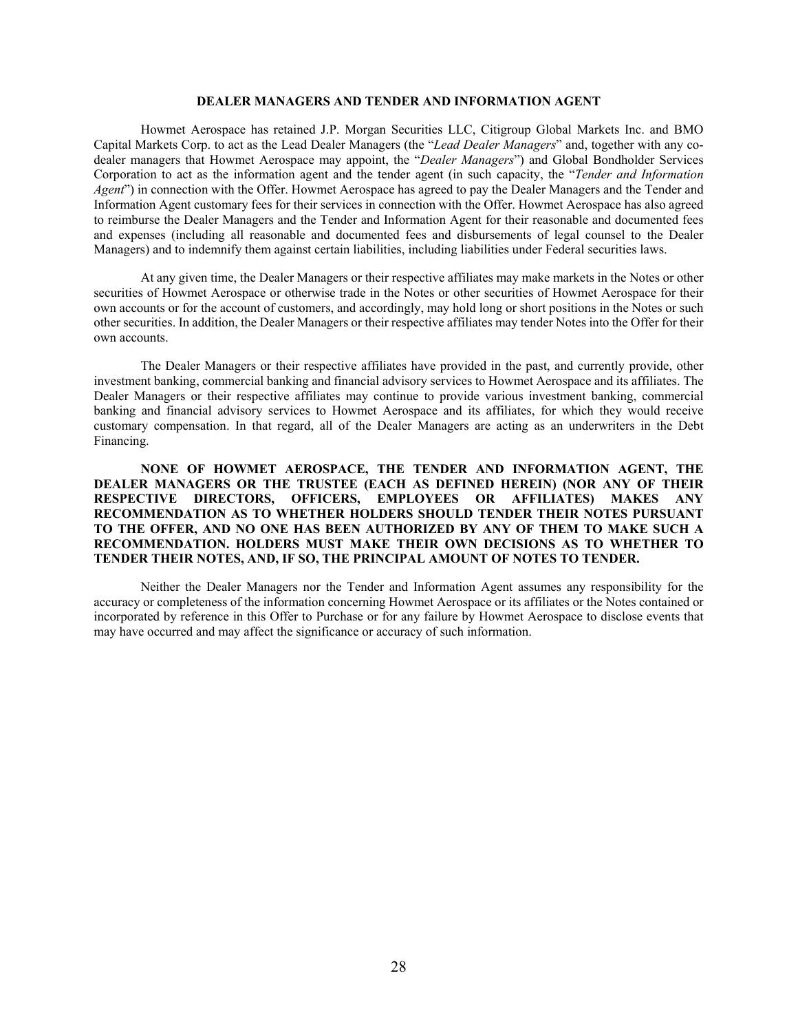## DEALER MANAGERS AND TENDER AND INFORMATION AGENT

Howmet Aerospace has retained J.P. Morgan Securities LLC, Citigroup Global Markets Inc. and BMO Capital Markets Corp. to act as the Lead Dealer Managers (the "*Lead Dealer Managers*" and, together with any co-dealer managers that Howmet Aerospace may appoint, the "*Dealer Managers*") and Global Bondholder Services Corporation to act as the information agent and the tender agent (in such capacity, the "*Tender and Information Agent*") in connection with the Offer. Howmet Aerospace has agreed to pay the Dealer Managers and the Tender and Information Agent customary fees for their services in connection with the Offer. Howmet Aerospace has also agreed to reimburse the Dealer Managers and the Tender and Information Agent for their reasonable and documented fees and expenses (including all reasonable and documented fees and disbursements of legal counsel to the Dealer Managers) and to indemnify them against certain liabilities, including liabilities under Federal securities laws.

At any given time, the Dealer Managers or their respective affiliates may make markets in the Notes or other securities of Howmet Aerospace or otherwise trade in the Notes or other securities of Howmet Aerospace for their own accounts or for the account of customers, and accordingly, may hold long or short positions in the Notes or such other securities. In addition, the Dealer Managers or their respective affiliates may tender Notes into the Offer for their own accounts.

The Dealer Managers or their respective affiliates have provided in the past, and currently provide, other investment banking, commercial banking and financial advisory services to Howmet Aerospace and its affiliates. The Dealer Managers or their respective affiliates may continue to provide various investment banking, commercial banking and financial advisory services to Howmet Aerospace and its affiliates, for which they would receive customary compensation. In that regard, all of the Dealer Managers are acting as an underwriters in the Debt Financing.

**NONE OF HOWMET AEROSPACE, THE TENDER AND INFORMATION AGENT, THE DEALER MANAGERS OR THE TRUSTEE (EACH AS DEFINED HEREIN) (NOR ANY OF THEIR RESPECTIVE DIRECTORS, OFFICERS, EMPLOYEES OR AFFILIATES) MAKES ANY RECOMMENDATION AS TO WHETHER HOLDERS SHOULD TENDER THEIR NOTES PURSUANT TO THE OFFER, AND NO ONE HAS BEEN AUTHORIZED BY ANY OF THEM TO MAKE SUCH A RECOMMENDATION. HOLDERS MUST MAKE THEIR OWN DECISIONS AS TO WHETHER TO TENDER THEIR NOTES, AND, IF SO, THE PRINCIPAL AMOUNT OF NOTES TO TENDER.**

Neither the Dealer Managers nor the Tender and Information Agent assumes any responsibility for the accuracy or completeness of the information concerning Howmet Aerospace or its affiliates or the Notes contained or incorporated by reference in this Offer to Purchase or for any failure by Howmet Aerospace to disclose events that may have occurred and may affect the significance or accuracy of such information.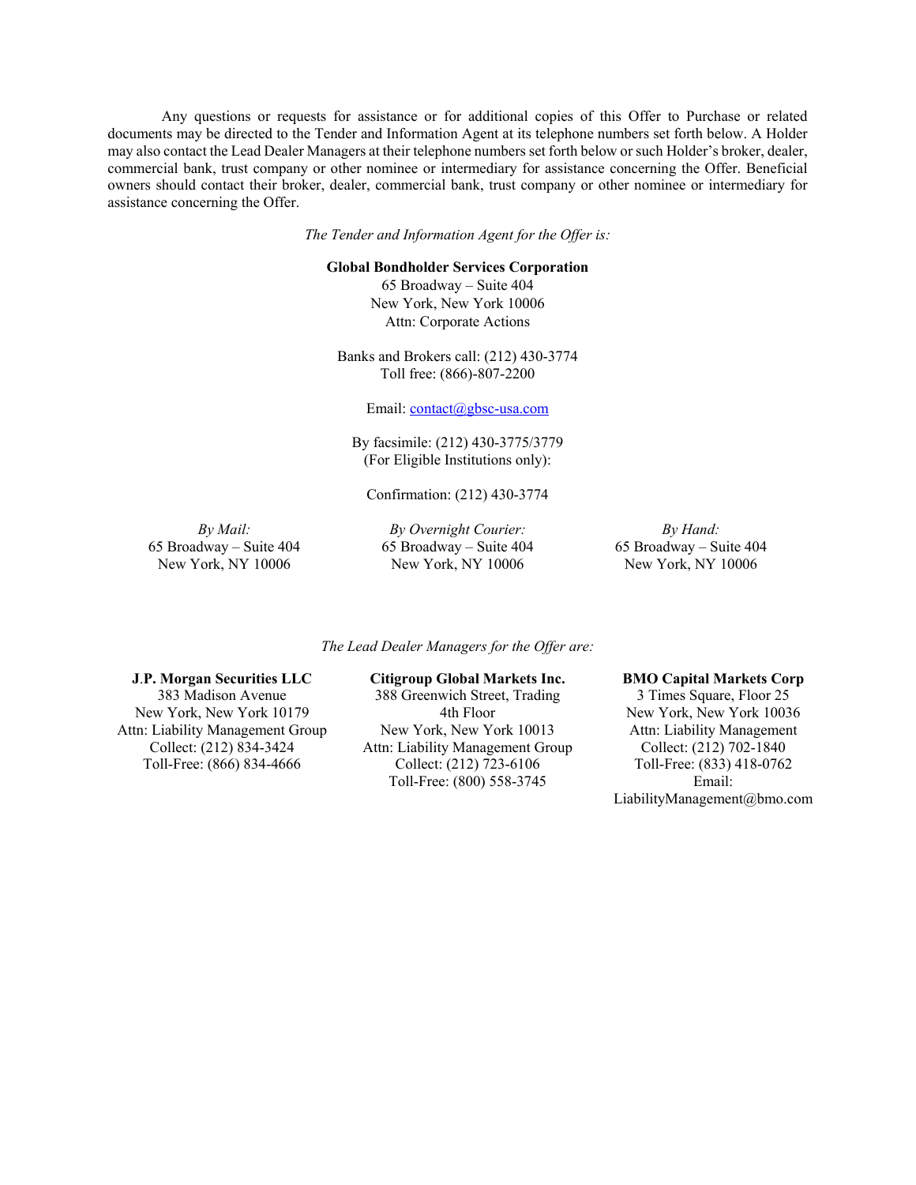Any questions or requests for assistance or for additional copies of this Offer to Purchase or related documents may be directed to the Tender and Information Agent at its telephone numbers set forth below. A Holder may also contact the Lead Dealer Managers at their telephone numbers set forth below or such Holder's broker, dealer, commercial bank, trust company or other nominee or intermediary for assistance concerning the Offer. Beneficial owners should contact their broker, dealer, commercial bank, trust company or other nominee or intermediary for assistance concerning the Offer.

*The Tender and Information Agent for the Offer is:*

**Global Bondholder Services Corporation**
65 Broadway – Suite 404
New York, New York 10006
Attn: Corporate Actions

Banks and Brokers call: (212) 430-3774
Toll free: (866)-807-2200

Email: contact@gbsc-usa.com

By facsimile: (212) 430-3775/3779
(For Eligible Institutions only):

Confirmation: (212) 430-3774

*By Mail:*
65 Broadway – Suite 404
New York, NY 10006

*By Overnight Courier:*
65 Broadway – Suite 404
New York, NY 10006

*By Hand:*
65 Broadway – Suite 404
New York, NY 10006

*The Lead Dealer Managers for the Offer are:*

**J.P. Morgan Securities LLC**
383 Madison Avenue
New York, New York 10179
Attn: Liability Management Group
Collect: (212) 834-3424
Toll-Free: (866) 834-4666

**Citigroup Global Markets Inc.**
388 Greenwich Street, Trading
4th Floor
New York, New York 10013
Attn: Liability Management Group
Collect: (212) 723-6106
Toll-Free: (800) 558-3745

**BMO Capital Markets Corp**
3 Times Square, Floor 25
New York, New York 10036
Attn: Liability Management
Collect: (212) 702-1840
Toll-Free: (833) 418-0762
Email:
LiabilityManagement@bmo.com